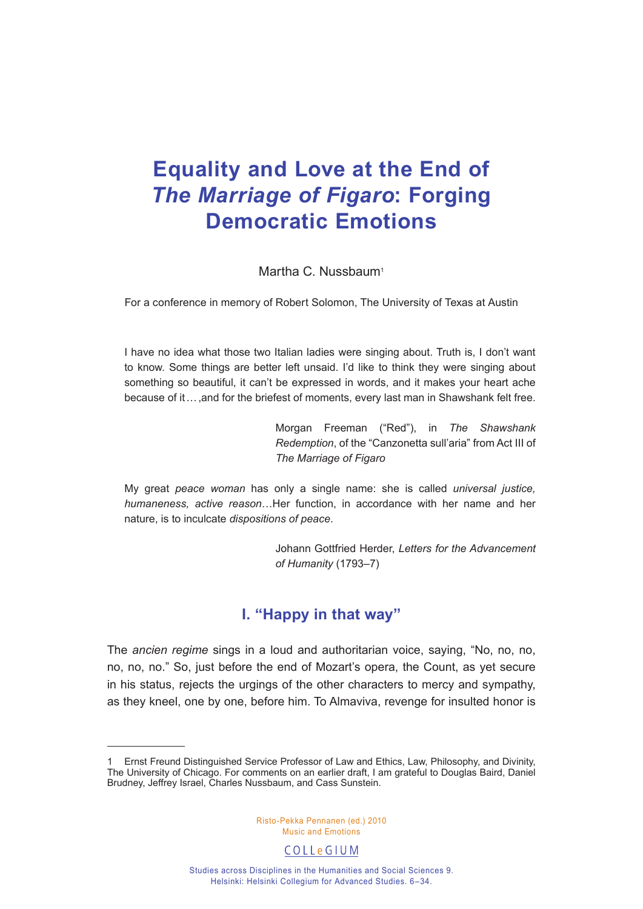# Equality and Love at the End of *The Marriage of Figaro*: Forging Democratic Emotions

Martha C. Nussbaum[1]

For a conference in memory of Robert Solomon, The University of Texas at Austin

> I have no idea what those two Italian ladies were singing about. Truth is, I don't want to know. Some things are better left unsaid. I'd like to think they were singing about something so beautiful, it can't be expressed in words, and it makes your heart ache because of it… ,and for the briefest of moments, every last man in Shawshank felt free.
>
> Morgan Freeman ("Red"), in *The Shawshank Redemption*, of the "Canzonetta sull'aria" from Act III of *The Marriage of Figaro*

> My great *peace woman* has only a single name: she is called *universal justice, humaneness, active reason*…Her function, in accordance with her name and her nature, is to inculcate *dispositions of peace*.
>
> Johann Gottfried Herder, *Letters for the Advancement of Humanity* (1793–7)

## I. "Happy in that way"

The *ancien regime* sings in a loud and authoritarian voice, saying, "No, no, no, no, no, no." So, just before the end of Mozart's opera, the Count, as yet secure in his status, rejects the urgings of the other characters to mercy and sympathy, as they kneel, one by one, before him. To Almaviva, revenge for insulted honor is

---

1 Ernst Freund Distinguished Service Professor of Law and Ethics, Law, Philosophy, and Divinity, The University of Chicago. For comments on an earlier draft, I am grateful to Douglas Baird, Daniel Brudney, Jeffrey Israel, Charles Nussbaum, and Cass Sunstein.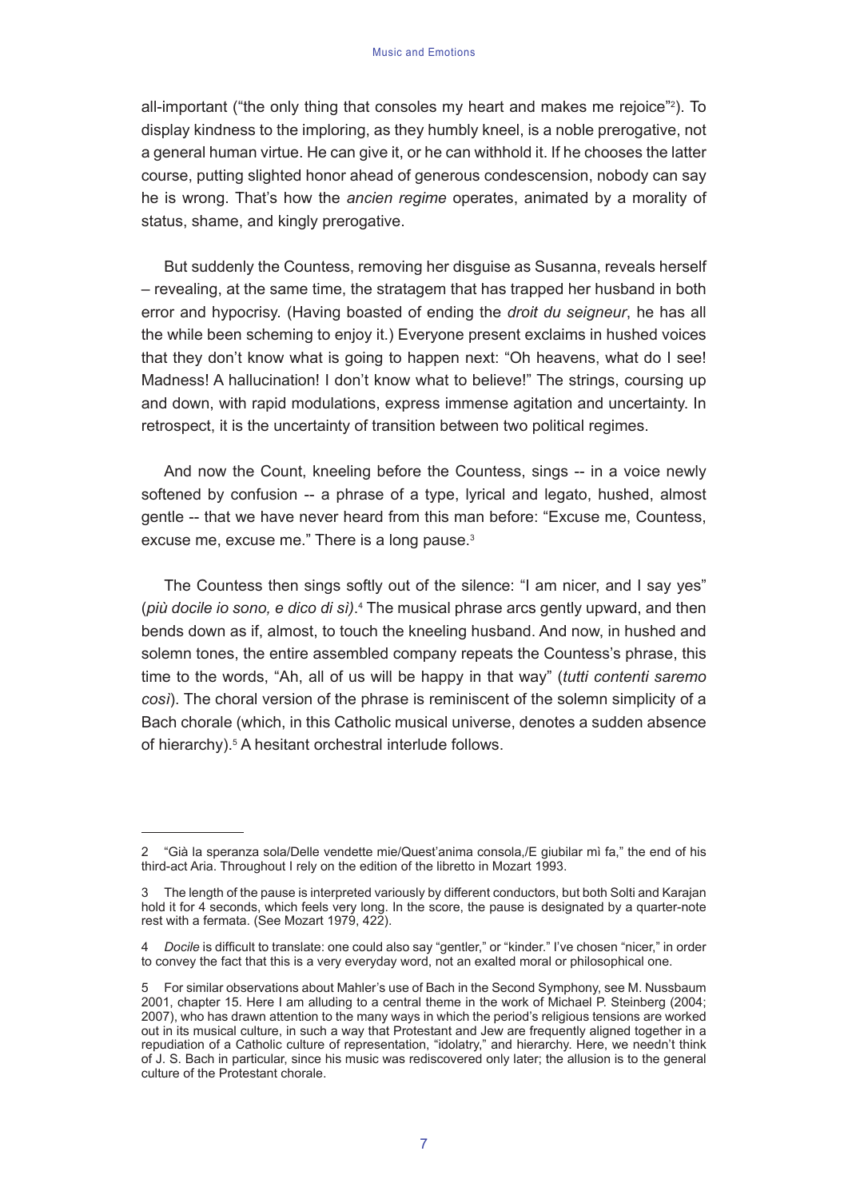all-important ("the only thing that consoles my heart and makes me rejoice"[2]). To display kindness to the imploring, as they humbly kneel, is a noble prerogative, not a general human virtue. He can give it, or he can withhold it. If he chooses the latter course, putting slighted honor ahead of generous condescension, nobody can say he is wrong. That's how the *ancien regime* operates, animated by a morality of status, shame, and kingly prerogative.

But suddenly the Countess, removing her disguise as Susanna, reveals herself – revealing, at the same time, the stratagem that has trapped her husband in both error and hypocrisy. (Having boasted of ending the *droit du seigneur*, he has all the while been scheming to enjoy it.) Everyone present exclaims in hushed voices that they don't know what is going to happen next: "Oh heavens, what do I see! Madness! A hallucination! I don't know what to believe!" The strings, coursing up and down, with rapid modulations, express immense agitation and uncertainty. In retrospect, it is the uncertainty of transition between two political regimes.

And now the Count, kneeling before the Countess, sings -- in a voice newly softened by confusion -- a phrase of a type, lyrical and legato, hushed, almost gentle -- that we have never heard from this man before: "Excuse me, Countess, excuse me, excuse me." There is a long pause.[3]

The Countess then sings softly out of the silence: "I am nicer, and I say yes" (*più docile io sono, e dico di sì)*.[4] The musical phrase arcs gently upward, and then bends down as if, almost, to touch the kneeling husband. And now, in hushed and solemn tones, the entire assembled company repeats the Countess's phrase, this time to the words, "Ah, all of us will be happy in that way" (*tutti contenti saremo cosi*). The choral version of the phrase is reminiscent of the solemn simplicity of a Bach chorale (which, in this Catholic musical universe, denotes a sudden absence of hierarchy).[5] A hesitant orchestral interlude follows.

---

2 "Già la speranza sola/Delle vendette mie/Quest'anima consola,/E giubilar mì fa," the end of his third-act Aria. Throughout I rely on the edition of the libretto in Mozart 1993.

3 The length of the pause is interpreted variously by different conductors, but both Solti and Karajan hold it for 4 seconds, which feels very long. In the score, the pause is designated by a quarter-note rest with a fermata. (See Mozart 1979, 422).

4 *Docile* is difficult to translate: one could also say "gentler," or "kinder." I've chosen "nicer," in order to convey the fact that this is a very everyday word, not an exalted moral or philosophical one.

5 For similar observations about Mahler's use of Bach in the Second Symphony, see M. Nussbaum 2001, chapter 15. Here I am alluding to a central theme in the work of Michael P. Steinberg (2004; 2007), who has drawn attention to the many ways in which the period's religious tensions are worked out in its musical culture, in such a way that Protestant and Jew are frequently aligned together in a repudiation of a Catholic culture of representation, "idolatry," and hierarchy. Here, we needn't think of J. S. Bach in particular, since his music was rediscovered only later; the allusion is to the general culture of the Protestant chorale.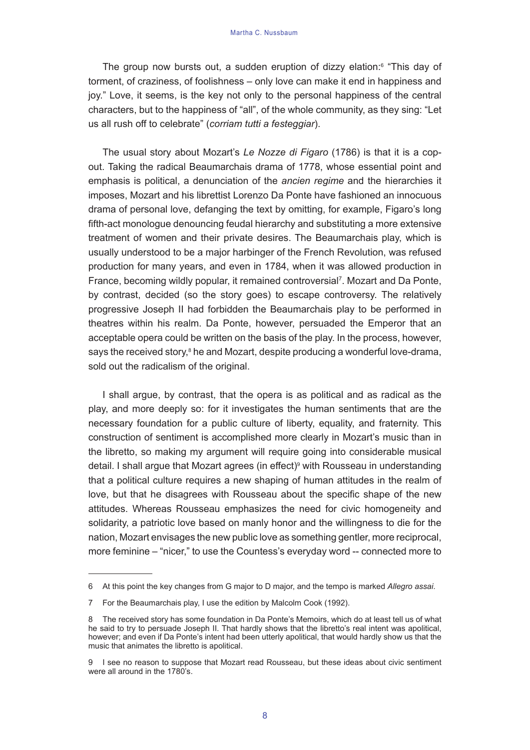The group now bursts out, a sudden eruption of dizzy elation:[6] "This day of torment, of craziness, of foolishness – only love can make it end in happiness and joy." Love, it seems, is the key not only to the personal happiness of the central characters, but to the happiness of "all", of the whole community, as they sing: "Let us all rush off to celebrate" (*corriam tutti a festeggiar*).

The usual story about Mozart's *Le Nozze di Figaro* (1786) is that it is a cop-out. Taking the radical Beaumarchais drama of 1778, whose essential point and emphasis is political, a denunciation of the *ancien regime* and the hierarchies it imposes, Mozart and his librettist Lorenzo Da Ponte have fashioned an innocuous drama of personal love, defanging the text by omitting, for example, Figaro's long fifth-act monologue denouncing feudal hierarchy and substituting a more extensive treatment of women and their private desires. The Beaumarchais play, which is usually understood to be a major harbinger of the French Revolution, was refused production for many years, and even in 1784, when it was allowed production in France, becoming wildly popular, it remained controversial[7]. Mozart and Da Ponte, by contrast, decided (so the story goes) to escape controversy. The relatively progressive Joseph II had forbidden the Beaumarchais play to be performed in theatres within his realm. Da Ponte, however, persuaded the Emperor that an acceptable opera could be written on the basis of the play. In the process, however, says the received story,[8] he and Mozart, despite producing a wonderful love-drama, sold out the radicalism of the original.

I shall argue, by contrast, that the opera is as political and as radical as the play, and more deeply so: for it investigates the human sentiments that are the necessary foundation for a public culture of liberty, equality, and fraternity. This construction of sentiment is accomplished more clearly in Mozart's music than in the libretto, so making my argument will require going into considerable musical detail. I shall argue that Mozart agrees (in effect)[9] with Rousseau in understanding that a political culture requires a new shaping of human attitudes in the realm of love, but that he disagrees with Rousseau about the specific shape of the new attitudes. Whereas Rousseau emphasizes the need for civic homogeneity and solidarity, a patriotic love based on manly honor and the willingness to die for the nation, Mozart envisages the new public love as something gentler, more reciprocal, more feminine – "nicer," to use the Countess's everyday word -- connected more to

---

6 At this point the key changes from G major to D major, and the tempo is marked *Allegro assai*.

7 For the Beaumarchais play, I use the edition by Malcolm Cook (1992).

8 The received story has some foundation in Da Ponte's Memoirs, which do at least tell us of what he said to try to persuade Joseph II. That hardly shows that the libretto's real intent was apolitical, however; and even if Da Ponte's intent had been utterly apolitical, that would hardly show us that the music that animates the libretto is apolitical.

9 I see no reason to suppose that Mozart read Rousseau, but these ideas about civic sentiment were all around in the 1780's.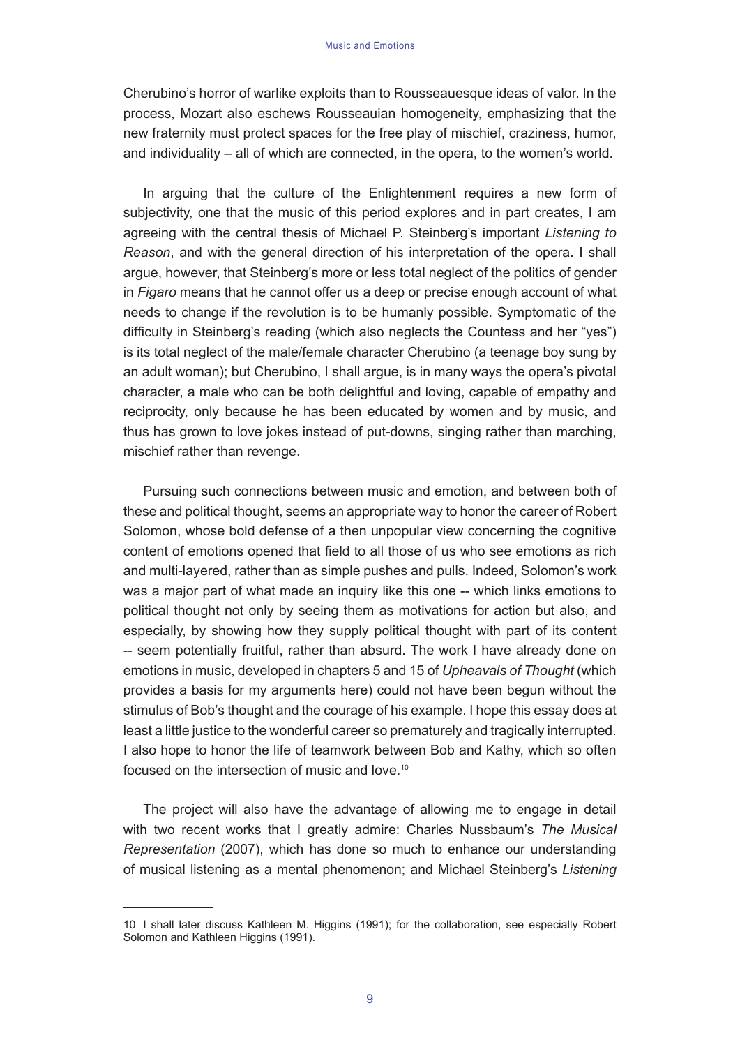Cherubino's horror of warlike exploits than to Rousseauesque ideas of valor. In the process, Mozart also eschews Rousseauian homogeneity, emphasizing that the new fraternity must protect spaces for the free play of mischief, craziness, humor, and individuality – all of which are connected, in the opera, to the women's world.

In arguing that the culture of the Enlightenment requires a new form of subjectivity, one that the music of this period explores and in part creates, I am agreeing with the central thesis of Michael P. Steinberg's important *Listening to Reason*, and with the general direction of his interpretation of the opera. I shall argue, however, that Steinberg's more or less total neglect of the politics of gender in *Figaro* means that he cannot offer us a deep or precise enough account of what needs to change if the revolution is to be humanly possible. Symptomatic of the difficulty in Steinberg's reading (which also neglects the Countess and her "yes") is its total neglect of the male/female character Cherubino (a teenage boy sung by an adult woman); but Cherubino, I shall argue, is in many ways the opera's pivotal character, a male who can be both delightful and loving, capable of empathy and reciprocity, only because he has been educated by women and by music, and thus has grown to love jokes instead of put-downs, singing rather than marching, mischief rather than revenge.

Pursuing such connections between music and emotion, and between both of these and political thought, seems an appropriate way to honor the career of Robert Solomon, whose bold defense of a then unpopular view concerning the cognitive content of emotions opened that field to all those of us who see emotions as rich and multi-layered, rather than as simple pushes and pulls. Indeed, Solomon's work was a major part of what made an inquiry like this one -- which links emotions to political thought not only by seeing them as motivations for action but also, and especially, by showing how they supply political thought with part of its content -- seem potentially fruitful, rather than absurd. The work I have already done on emotions in music, developed in chapters 5 and 15 of *Upheavals of Thought* (which provides a basis for my arguments here) could not have been begun without the stimulus of Bob's thought and the courage of his example. I hope this essay does at least a little justice to the wonderful career so prematurely and tragically interrupted. I also hope to honor the life of teamwork between Bob and Kathy, which so often focused on the intersection of music and love.[10]

The project will also have the advantage of allowing me to engage in detail with two recent works that I greatly admire: Charles Nussbaum's *The Musical Representation* (2007), which has done so much to enhance our understanding of musical listening as a mental phenomenon; and Michael Steinberg's *Listening*

---

10 I shall later discuss Kathleen M. Higgins (1991); for the collaboration, see especially Robert Solomon and Kathleen Higgins (1991).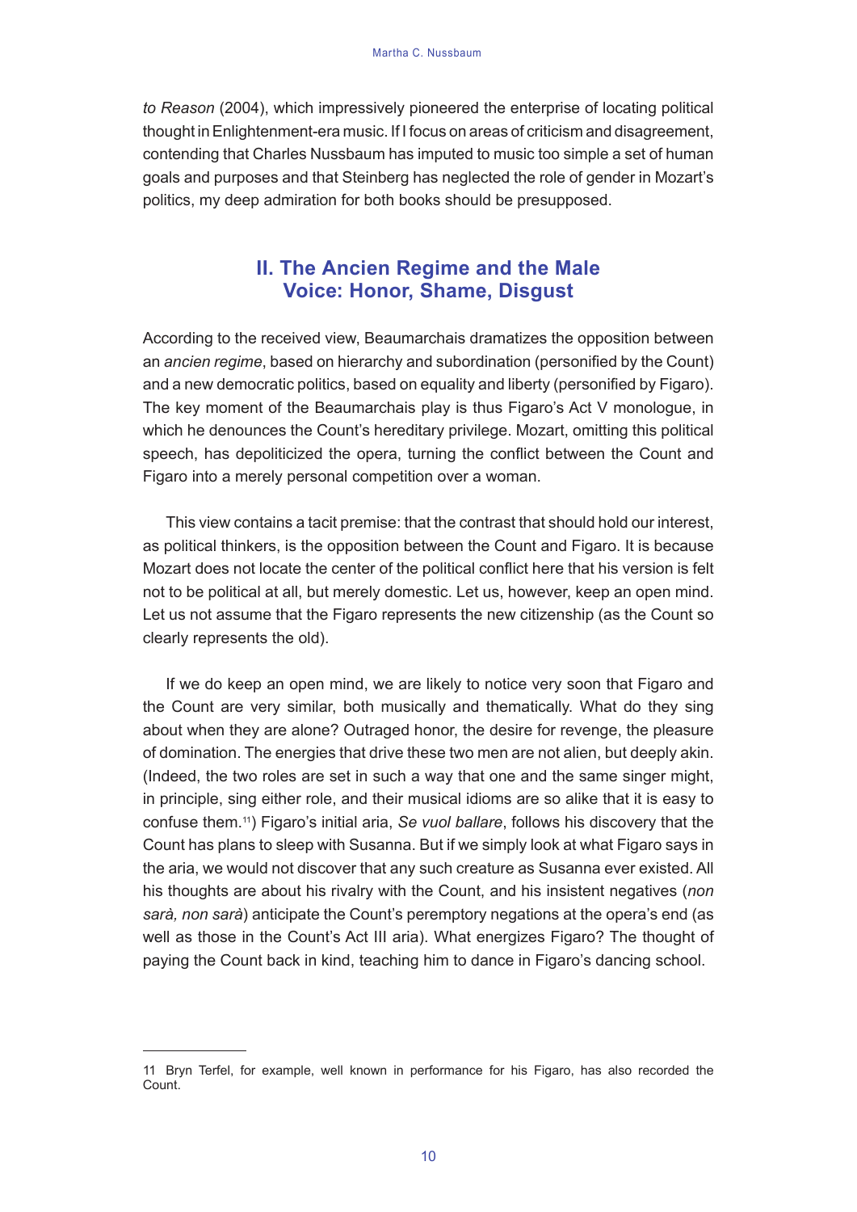*to Reason* (2004), which impressively pioneered the enterprise of locating political thought in Enlightenment-era music. If I focus on areas of criticism and disagreement, contending that Charles Nussbaum has imputed to music too simple a set of human goals and purposes and that Steinberg has neglected the role of gender in Mozart's politics, my deep admiration for both books should be presupposed.

## II. The Ancien Regime and the Male Voice: Honor, Shame, Disgust

According to the received view, Beaumarchais dramatizes the opposition between an *ancien regime*, based on hierarchy and subordination (personified by the Count) and a new democratic politics, based on equality and liberty (personified by Figaro). The key moment of the Beaumarchais play is thus Figaro's Act V monologue, in which he denounces the Count's hereditary privilege. Mozart, omitting this political speech, has depoliticized the opera, turning the conflict between the Count and Figaro into a merely personal competition over a woman.

This view contains a tacit premise: that the contrast that should hold our interest, as political thinkers, is the opposition between the Count and Figaro. It is because Mozart does not locate the center of the political conflict here that his version is felt not to be political at all, but merely domestic. Let us, however, keep an open mind. Let us not assume that the Figaro represents the new citizenship (as the Count so clearly represents the old).

If we do keep an open mind, we are likely to notice very soon that Figaro and the Count are very similar, both musically and thematically. What do they sing about when they are alone? Outraged honor, the desire for revenge, the pleasure of domination. The energies that drive these two men are not alien, but deeply akin. (Indeed, the two roles are set in such a way that one and the same singer might, in principle, sing either role, and their musical idioms are so alike that it is easy to confuse them.[11]) Figaro's initial aria, *Se vuol ballare*, follows his discovery that the Count has plans to sleep with Susanna. But if we simply look at what Figaro says in the aria, we would not discover that any such creature as Susanna ever existed. All his thoughts are about his rivalry with the Count, and his insistent negatives (*non sarà, non sarà*) anticipate the Count's peremptory negations at the opera's end (as well as those in the Count's Act III aria). What energizes Figaro? The thought of paying the Count back in kind, teaching him to dance in Figaro's dancing school.

---

11 Bryn Terfel, for example, well known in performance for his Figaro, has also recorded the Count.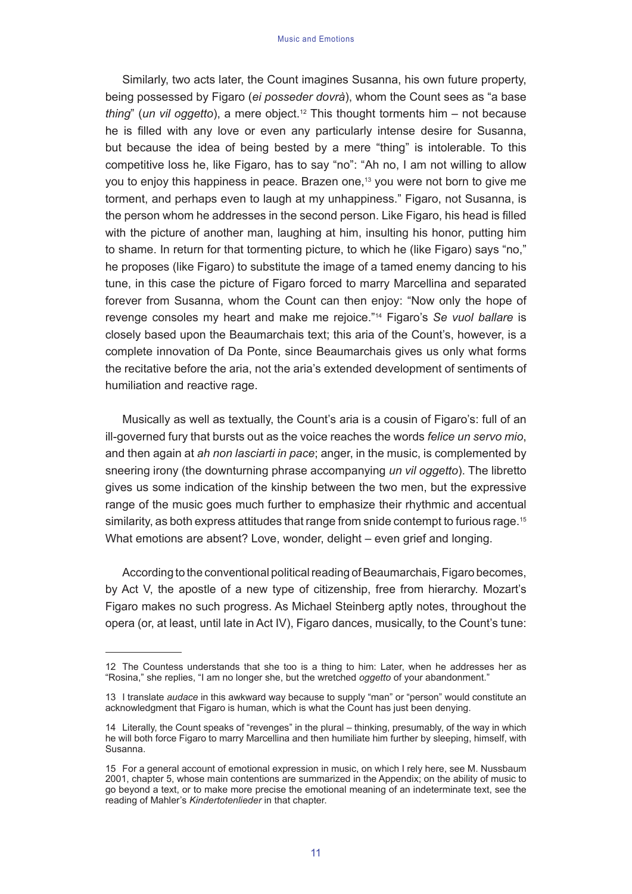Similarly, two acts later, the Count imagines Susanna, his own future property, being possessed by Figaro (*ei posseder dovrà*), whom the Count sees as "a base *thing*" (*un vil oggetto*), a mere object.[12] This thought torments him – not because he is filled with any love or even any particularly intense desire for Susanna, but because the idea of being bested by a mere "thing" is intolerable. To this competitive loss he, like Figaro, has to say "no": "Ah no, I am not willing to allow you to enjoy this happiness in peace. Brazen one,[13] you were not born to give me torment, and perhaps even to laugh at my unhappiness." Figaro, not Susanna, is the person whom he addresses in the second person. Like Figaro, his head is filled with the picture of another man, laughing at him, insulting his honor, putting him to shame. In return for that tormenting picture, to which he (like Figaro) says "no," he proposes (like Figaro) to substitute the image of a tamed enemy dancing to his tune, in this case the picture of Figaro forced to marry Marcellina and separated forever from Susanna, whom the Count can then enjoy: "Now only the hope of revenge consoles my heart and make me rejoice."[14] Figaro's *Se vuol ballare* is closely based upon the Beaumarchais text; this aria of the Count's, however, is a complete innovation of Da Ponte, since Beaumarchais gives us only what forms the recitative before the aria, not the aria's extended development of sentiments of humiliation and reactive rage.

Musically as well as textually, the Count's aria is a cousin of Figaro's: full of an ill-governed fury that bursts out as the voice reaches the words *felice un servo mio*, and then again at *ah non lasciarti in pace*; anger, in the music, is complemented by sneering irony (the downturning phrase accompanying *un vil oggetto*). The libretto gives us some indication of the kinship between the two men, but the expressive range of the music goes much further to emphasize their rhythmic and accentual similarity, as both express attitudes that range from snide contempt to furious rage.[15] What emotions are absent? Love, wonder, delight – even grief and longing.

According to the conventional political reading of Beaumarchais, Figaro becomes, by Act V, the apostle of a new type of citizenship, free from hierarchy. Mozart's Figaro makes no such progress. As Michael Steinberg aptly notes, throughout the opera (or, at least, until late in Act IV), Figaro dances, musically, to the Count's tune:

---

12 The Countess understands that she too is a thing to him: Later, when he addresses her as "Rosina," she replies, "I am no longer she, but the wretched *oggetto* of your abandonment."

13 I translate *audace* in this awkward way because to supply "man" or "person" would constitute an acknowledgment that Figaro is human, which is what the Count has just been denying.

14 Literally, the Count speaks of "revenges" in the plural – thinking, presumably, of the way in which he will both force Figaro to marry Marcellina and then humiliate him further by sleeping, himself, with Susanna.

15 For a general account of emotional expression in music, on which I rely here, see M. Nussbaum 2001, chapter 5, whose main contentions are summarized in the Appendix; on the ability of music to go beyond a text, or to make more precise the emotional meaning of an indeterminate text, see the reading of Mahler's *Kindertotenlieder* in that chapter.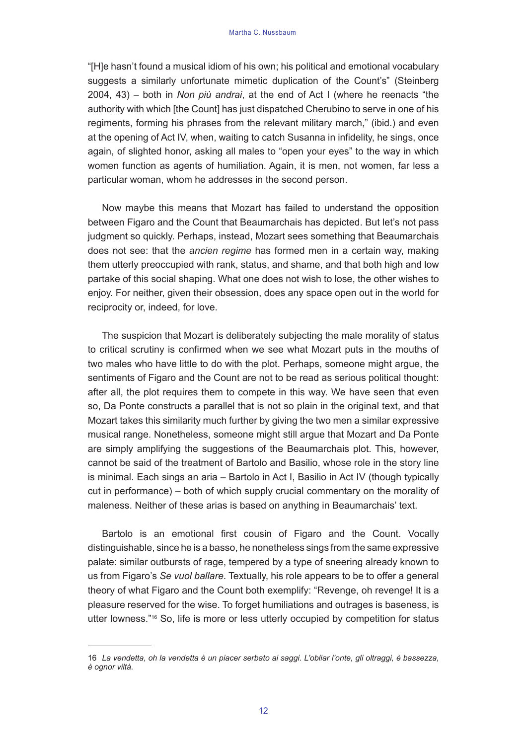"[H]e hasn't found a musical idiom of his own; his political and emotional vocabulary suggests a similarly unfortunate mimetic duplication of the Count's" (Steinberg 2004, 43) – both in *Non più andrai*, at the end of Act I (where he reenacts "the authority with which [the Count] has just dispatched Cherubino to serve in one of his regiments, forming his phrases from the relevant military march," (ibid.) and even at the opening of Act IV, when, waiting to catch Susanna in infidelity, he sings, once again, of slighted honor, asking all males to "open your eyes" to the way in which women function as agents of humiliation. Again, it is men, not women, far less a particular woman, whom he addresses in the second person.

Now maybe this means that Mozart has failed to understand the opposition between Figaro and the Count that Beaumarchais has depicted. But let's not pass judgment so quickly. Perhaps, instead, Mozart sees something that Beaumarchais does not see: that the *ancien regime* has formed men in a certain way, making them utterly preoccupied with rank, status, and shame, and that both high and low partake of this social shaping. What one does not wish to lose, the other wishes to enjoy. For neither, given their obsession, does any space open out in the world for reciprocity or, indeed, for love.

The suspicion that Mozart is deliberately subjecting the male morality of status to critical scrutiny is confirmed when we see what Mozart puts in the mouths of two males who have little to do with the plot. Perhaps, someone might argue, the sentiments of Figaro and the Count are not to be read as serious political thought: after all, the plot requires them to compete in this way. We have seen that even so, Da Ponte constructs a parallel that is not so plain in the original text, and that Mozart takes this similarity much further by giving the two men a similar expressive musical range. Nonetheless, someone might still argue that Mozart and Da Ponte are simply amplifying the suggestions of the Beaumarchais plot. This, however, cannot be said of the treatment of Bartolo and Basilio, whose role in the story line is minimal. Each sings an aria – Bartolo in Act I, Basilio in Act IV (though typically cut in performance) – both of which supply crucial commentary on the morality of maleness. Neither of these arias is based on anything in Beaumarchais' text.

Bartolo is an emotional first cousin of Figaro and the Count. Vocally distinguishable, since he is a basso, he nonetheless sings from the same expressive palate: similar outbursts of rage, tempered by a type of sneering already known to us from Figaro's *Se vuol ballare*. Textually, his role appears to be to offer a general theory of what Figaro and the Count both exemplify: "Revenge, oh revenge! It is a pleasure reserved for the wise. To forget humiliations and outrages is baseness, is utter lowness."[16] So, life is more or less utterly occupied by competition for status

---

16 *La vendetta, oh la vendetta è un piacer serbato ai saggi. L'obliar l'onte, gli oltraggi, è bassezza, è ognor viltà.*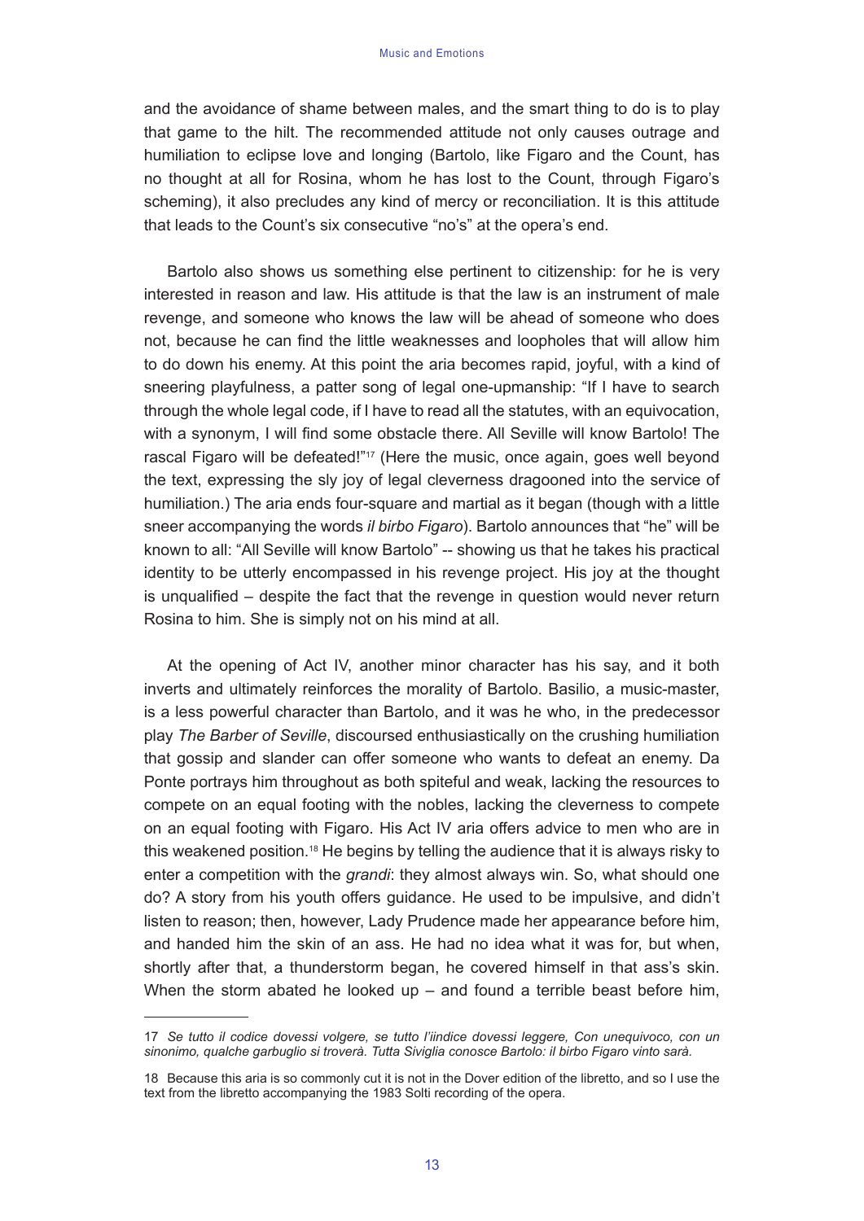and the avoidance of shame between males, and the smart thing to do is to play that game to the hilt. The recommended attitude not only causes outrage and humiliation to eclipse love and longing (Bartolo, like Figaro and the Count, has no thought at all for Rosina, whom he has lost to the Count, through Figaro's scheming), it also precludes any kind of mercy or reconciliation. It is this attitude that leads to the Count's six consecutive "no's" at the opera's end.

Bartolo also shows us something else pertinent to citizenship: for he is very interested in reason and law. His attitude is that the law is an instrument of male revenge, and someone who knows the law will be ahead of someone who does not, because he can find the little weaknesses and loopholes that will allow him to do down his enemy. At this point the aria becomes rapid, joyful, with a kind of sneering playfulness, a patter song of legal one-upmanship: "If I have to search through the whole legal code, if I have to read all the statutes, with an equivocation, with a synonym, I will find some obstacle there. All Seville will know Bartolo! The rascal Figaro will be defeated!"[17] (Here the music, once again, goes well beyond the text, expressing the sly joy of legal cleverness dragooned into the service of humiliation.) The aria ends four-square and martial as it began (though with a little sneer accompanying the words *il birbo Figaro*). Bartolo announces that "he" will be known to all: "All Seville will know Bartolo" -- showing us that he takes his practical identity to be utterly encompassed in his revenge project. His joy at the thought is unqualified – despite the fact that the revenge in question would never return Rosina to him. She is simply not on his mind at all.

At the opening of Act IV, another minor character has his say, and it both inverts and ultimately reinforces the morality of Bartolo. Basilio, a music-master, is a less powerful character than Bartolo, and it was he who, in the predecessor play *The Barber of Seville*, discoursed enthusiastically on the crushing humiliation that gossip and slander can offer someone who wants to defeat an enemy. Da Ponte portrays him throughout as both spiteful and weak, lacking the resources to compete on an equal footing with the nobles, lacking the cleverness to compete on an equal footing with Figaro. His Act IV aria offers advice to men who are in this weakened position.[18] He begins by telling the audience that it is always risky to enter a competition with the *grandi*: they almost always win. So, what should one do? A story from his youth offers guidance. He used to be impulsive, and didn't listen to reason; then, however, Lady Prudence made her appearance before him, and handed him the skin of an ass. He had no idea what it was for, but when, shortly after that, a thunderstorm began, he covered himself in that ass's skin. When the storm abated he looked up – and found a terrible beast before him,

---

17 *Se tutto il codice dovessi volgere, se tutto l'iindice dovessi leggere, Con unequivoco, con un sinonimo, qualche garbuglio si troverà. Tutta Siviglia conosce Bartolo: il birbo Figaro vinto sarà.*

18 Because this aria is so commonly cut it is not in the Dover edition of the libretto, and so I use the text from the libretto accompanying the 1983 Solti recording of the opera.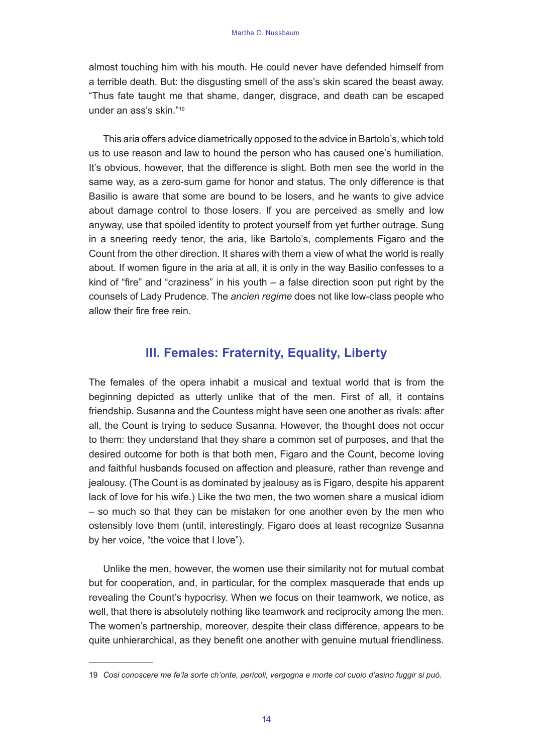almost touching him with his mouth. He could never have defended himself from a terrible death. But: the disgusting smell of the ass's skin scared the beast away. "Thus fate taught me that shame, danger, disgrace, and death can be escaped under an ass's skin."[19]

This aria offers advice diametrically opposed to the advice in Bartolo's, which told us to use reason and law to hound the person who has caused one's humiliation. It's obvious, however, that the difference is slight. Both men see the world in the same way, as a zero-sum game for honor and status. The only difference is that Basilio is aware that some are bound to be losers, and he wants to give advice about damage control to those losers. If you are perceived as smelly and low anyway, use that spoiled identity to protect yourself from yet further outrage. Sung in a sneering reedy tenor, the aria, like Bartolo's, complements Figaro and the Count from the other direction. It shares with them a view of what the world is really about. If women figure in the aria at all, it is only in the way Basilio confesses to a kind of "fire" and "craziness" in his youth – a false direction soon put right by the counsels of Lady Prudence. The *ancien regime* does not like low-class people who allow their fire free rein.

## III. Females: Fraternity, Equality, Liberty

The females of the opera inhabit a musical and textual world that is from the beginning depicted as utterly unlike that of the men. First of all, it contains friendship. Susanna and the Countess might have seen one another as rivals: after all, the Count is trying to seduce Susanna. However, the thought does not occur to them: they understand that they share a common set of purposes, and that the desired outcome for both is that both men, Figaro and the Count, become loving and faithful husbands focused on affection and pleasure, rather than revenge and jealousy. (The Count is as dominated by jealousy as is Figaro, despite his apparent lack of love for his wife.) Like the two men, the two women share a musical idiom – so much so that they can be mistaken for one another even by the men who ostensibly love them (until, interestingly, Figaro does at least recognize Susanna by her voice, "the voice that I love").

Unlike the men, however, the women use their similarity not for mutual combat but for cooperation, and, in particular, for the complex masquerade that ends up revealing the Count's hypocrisy. When we focus on their teamwork, we notice, as well, that there is absolutely nothing like teamwork and reciprocity among the men. The women's partnership, moreover, despite their class difference, appears to be quite unhierarchical, as they benefit one another with genuine mutual friendliness.

---

19 *Cosi conoscere me fe'la sorte ch'onte, pericoli, vergogna e morte col cuoio d'asino fuggir si può.*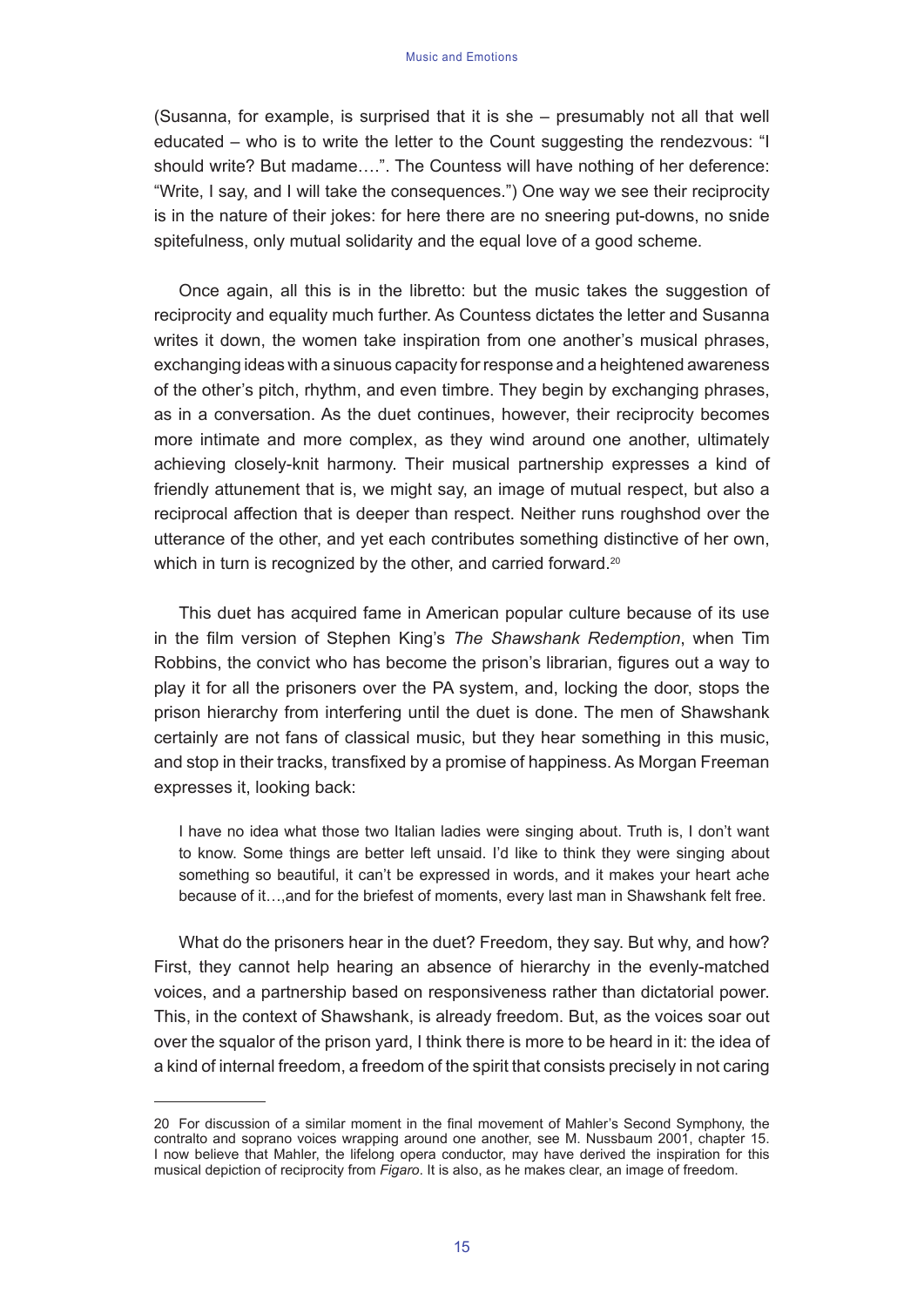(Susanna, for example, is surprised that it is she – presumably not all that well educated – who is to write the letter to the Count suggesting the rendezvous: "I should write? But madame….". The Countess will have nothing of her deference: "Write, I say, and I will take the consequences.") One way we see their reciprocity is in the nature of their jokes: for here there are no sneering put-downs, no snide spitefulness, only mutual solidarity and the equal love of a good scheme.

Once again, all this is in the libretto: but the music takes the suggestion of reciprocity and equality much further. As Countess dictates the letter and Susanna writes it down, the women take inspiration from one another's musical phrases, exchanging ideas with a sinuous capacity for response and a heightened awareness of the other's pitch, rhythm, and even timbre. They begin by exchanging phrases, as in a conversation. As the duet continues, however, their reciprocity becomes more intimate and more complex, as they wind around one another, ultimately achieving closely-knit harmony. Their musical partnership expresses a kind of friendly attunement that is, we might say, an image of mutual respect, but also a reciprocal affection that is deeper than respect. Neither runs roughshod over the utterance of the other, and yet each contributes something distinctive of her own, which in turn is recognized by the other, and carried forward.[20]

This duet has acquired fame in American popular culture because of its use in the film version of Stephen King's *The Shawshank Redemption*, when Tim Robbins, the convict who has become the prison's librarian, figures out a way to play it for all the prisoners over the PA system, and, locking the door, stops the prison hierarchy from interfering until the duet is done. The men of Shawshank certainly are not fans of classical music, but they hear something in this music, and stop in their tracks, transfixed by a promise of happiness. As Morgan Freeman expresses it, looking back:

> I have no idea what those two Italian ladies were singing about. Truth is, I don't want to know. Some things are better left unsaid. I'd like to think they were singing about something so beautiful, it can't be expressed in words, and it makes your heart ache because of it…,and for the briefest of moments, every last man in Shawshank felt free.

What do the prisoners hear in the duet? Freedom, they say. But why, and how? First, they cannot help hearing an absence of hierarchy in the evenly-matched voices, and a partnership based on responsiveness rather than dictatorial power. This, in the context of Shawshank, is already freedom. But, as the voices soar out over the squalor of the prison yard, I think there is more to be heard in it: the idea of a kind of internal freedom, a freedom of the spirit that consists precisely in not caring

---

20 For discussion of a similar moment in the final movement of Mahler's Second Symphony, the contralto and soprano voices wrapping around one another, see M. Nussbaum 2001, chapter 15. I now believe that Mahler, the lifelong opera conductor, may have derived the inspiration for this musical depiction of reciprocity from *Figaro*. It is also, as he makes clear, an image of freedom.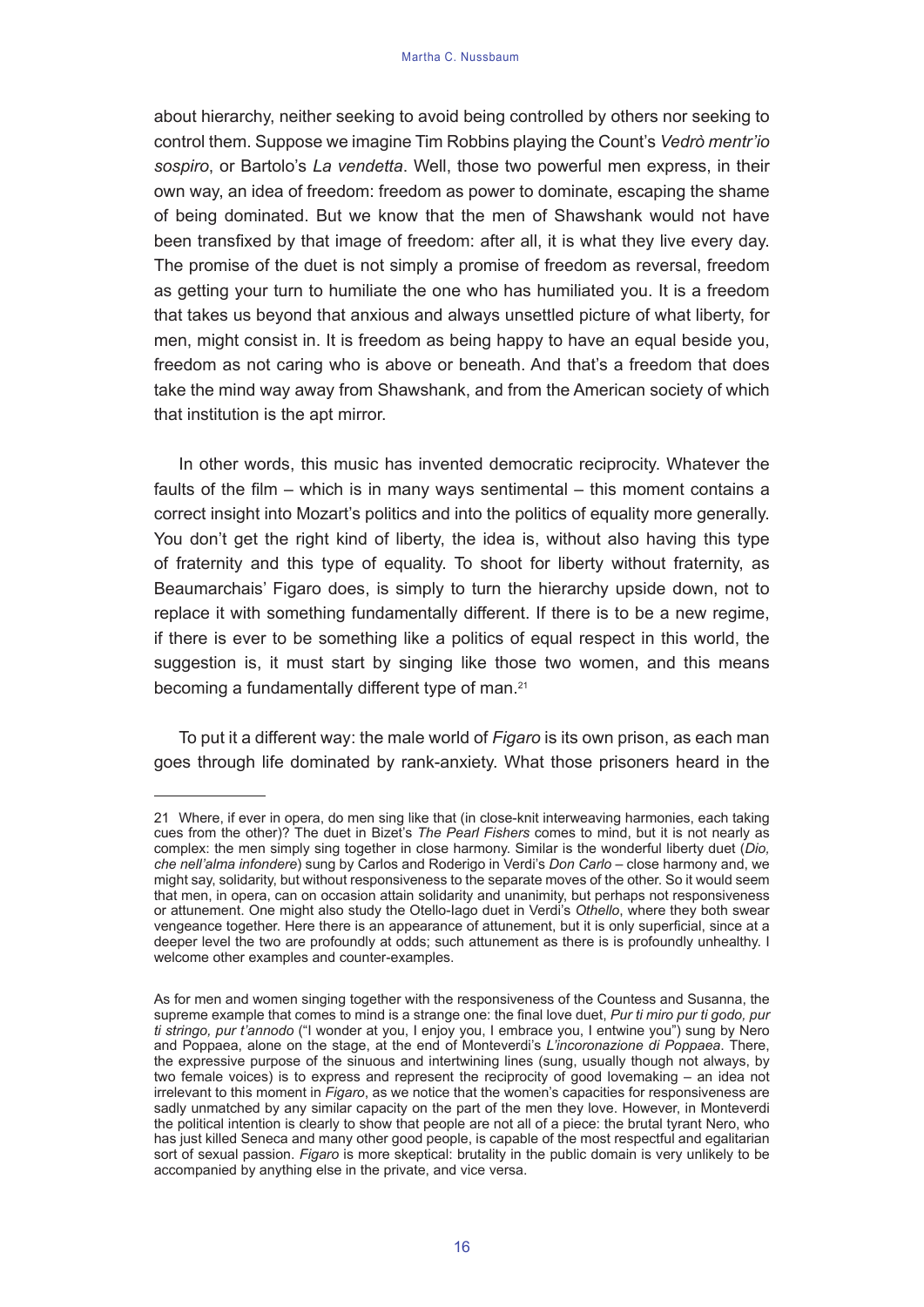about hierarchy, neither seeking to avoid being controlled by others nor seeking to control them. Suppose we imagine Tim Robbins playing the Count's *Vedrò mentr'io sospiro*, or Bartolo's *La vendetta*. Well, those two powerful men express, in their own way, an idea of freedom: freedom as power to dominate, escaping the shame of being dominated. But we know that the men of Shawshank would not have been transfixed by that image of freedom: after all, it is what they live every day. The promise of the duet is not simply a promise of freedom as reversal, freedom as getting your turn to humiliate the one who has humiliated you. It is a freedom that takes us beyond that anxious and always unsettled picture of what liberty, for men, might consist in. It is freedom as being happy to have an equal beside you, freedom as not caring who is above or beneath. And that's a freedom that does take the mind way away from Shawshank, and from the American society of which that institution is the apt mirror.

In other words, this music has invented democratic reciprocity. Whatever the faults of the film – which is in many ways sentimental – this moment contains a correct insight into Mozart's politics and into the politics of equality more generally. You don't get the right kind of liberty, the idea is, without also having this type of fraternity and this type of equality. To shoot for liberty without fraternity, as Beaumarchais' Figaro does, is simply to turn the hierarchy upside down, not to replace it with something fundamentally different. If there is to be a new regime, if there is ever to be something like a politics of equal respect in this world, the suggestion is, it must start by singing like those two women, and this means becoming a fundamentally different type of man.[21]

To put it a different way: the male world of *Figaro* is its own prison, as each man goes through life dominated by rank-anxiety. What those prisoners heard in the

---

21 Where, if ever in opera, do men sing like that (in close-knit interweaving harmonies, each taking cues from the other)? The duet in Bizet's *The Pearl Fishers* comes to mind, but it is not nearly as complex: the men simply sing together in close harmony. Similar is the wonderful liberty duet (*Dio, che nell'alma infondere*) sung by Carlos and Roderigo in Verdi's *Don Carlo* – close harmony and, we might say, solidarity, but without responsiveness to the separate moves of the other. So it would seem that men, in opera, can on occasion attain solidarity and unanimity, but perhaps not responsiveness or attunement. One might also study the Otello-Iago duet in Verdi's *Othello*, where they both swear vengeance together. Here there is an appearance of attunement, but it is only superficial, since at a deeper level the two are profoundly at odds; such attunement as there is is profoundly unhealthy. I welcome other examples and counter-examples.

As for men and women singing together with the responsiveness of the Countess and Susanna, the supreme example that comes to mind is a strange one: the final love duet, *Pur ti miro pur ti godo, pur ti stringo, pur t'annodo* ("I wonder at you, I enjoy you, I embrace you, I entwine you") sung by Nero and Poppaea, alone on the stage, at the end of Monteverdi's *L'incoronazione di Poppaea*. There, the expressive purpose of the sinuous and intertwining lines (sung, usually though not always, by two female voices) is to express and represent the reciprocity of good lovemaking – an idea not irrelevant to this moment in *Figaro*, as we notice that the women's capacities for responsiveness are sadly unmatched by any similar capacity on the part of the men they love. However, in Monteverdi the political intention is clearly to show that people are not all of a piece: the brutal tyrant Nero, who has just killed Seneca and many other good people, is capable of the most respectful and egalitarian sort of sexual passion. *Figaro* is more skeptical: brutality in the public domain is very unlikely to be accompanied by anything else in the private, and vice versa.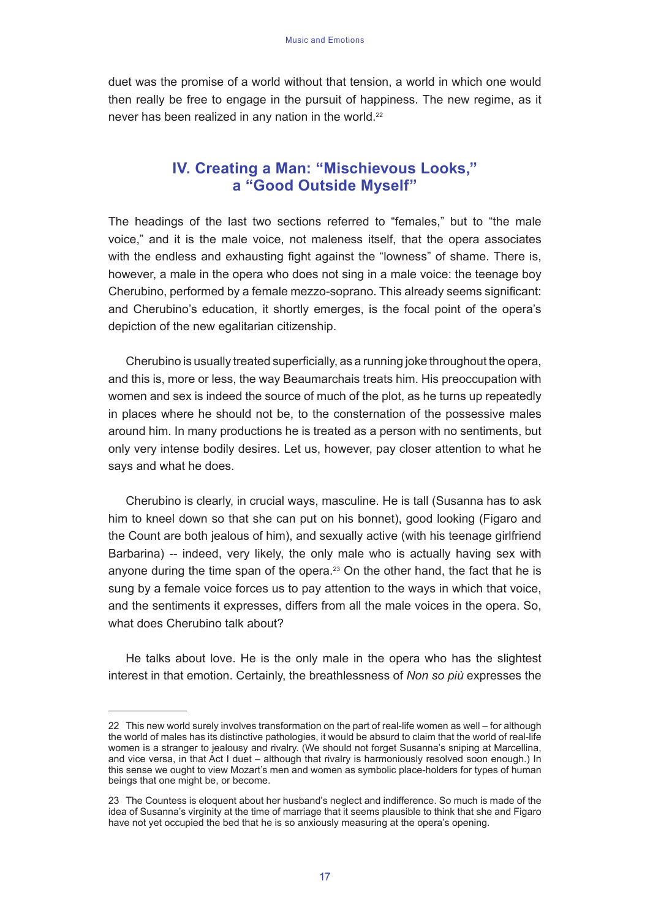duet was the promise of a world without that tension, a world in which one would then really be free to engage in the pursuit of happiness. The new regime, as it never has been realized in any nation in the world.[22]

## IV. Creating a Man: "Mischievous Looks," a "Good Outside Myself"

The headings of the last two sections referred to "females," but to "the male voice," and it is the male voice, not maleness itself, that the opera associates with the endless and exhausting fight against the "lowness" of shame. There is, however, a male in the opera who does not sing in a male voice: the teenage boy Cherubino, performed by a female mezzo-soprano. This already seems significant: and Cherubino's education, it shortly emerges, is the focal point of the opera's depiction of the new egalitarian citizenship.

Cherubino is usually treated superficially, as a running joke throughout the opera, and this is, more or less, the way Beaumarchais treats him. His preoccupation with women and sex is indeed the source of much of the plot, as he turns up repeatedly in places where he should not be, to the consternation of the possessive males around him. In many productions he is treated as a person with no sentiments, but only very intense bodily desires. Let us, however, pay closer attention to what he says and what he does.

Cherubino is clearly, in crucial ways, masculine. He is tall (Susanna has to ask him to kneel down so that she can put on his bonnet), good looking (Figaro and the Count are both jealous of him), and sexually active (with his teenage girlfriend Barbarina) -- indeed, very likely, the only male who is actually having sex with anyone during the time span of the opera.[23] On the other hand, the fact that he is sung by a female voice forces us to pay attention to the ways in which that voice, and the sentiments it expresses, differs from all the male voices in the opera. So, what does Cherubino talk about?

He talks about love. He is the only male in the opera who has the slightest interest in that emotion. Certainly, the breathlessness of *Non so più* expresses the

---

22 This new world surely involves transformation on the part of real-life women as well – for although the world of males has its distinctive pathologies, it would be absurd to claim that the world of real-life women is a stranger to jealousy and rivalry. (We should not forget Susanna's sniping at Marcellina, and vice versa, in that Act I duet – although that rivalry is harmoniously resolved soon enough.) In this sense we ought to view Mozart's men and women as symbolic place-holders for types of human beings that one might be, or become.

23 The Countess is eloquent about her husband's neglect and indifference. So much is made of the idea of Susanna's virginity at the time of marriage that it seems plausible to think that she and Figaro have not yet occupied the bed that he is so anxiously measuring at the opera's opening.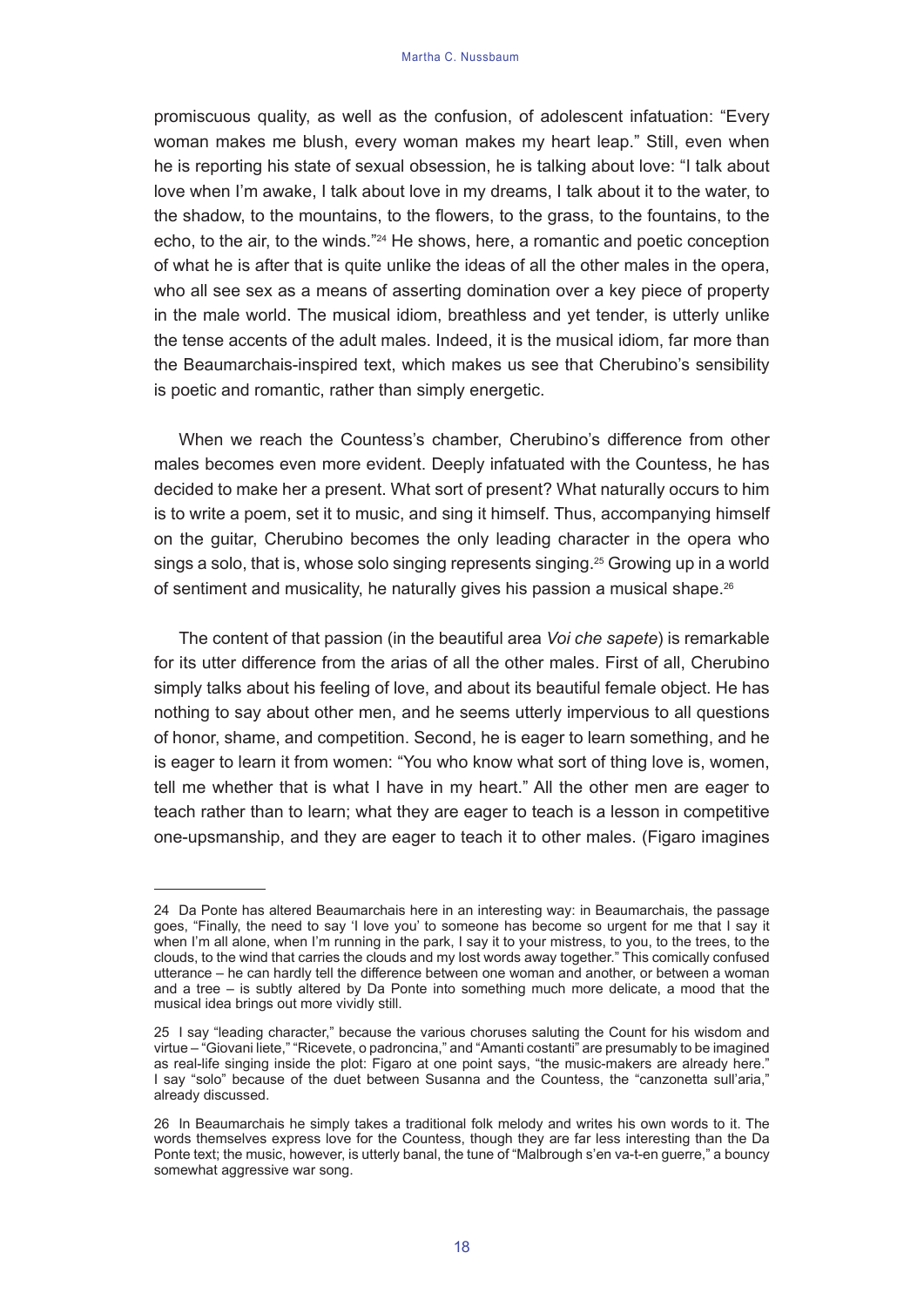promiscuous quality, as well as the confusion, of adolescent infatuation: "Every woman makes me blush, every woman makes my heart leap." Still, even when he is reporting his state of sexual obsession, he is talking about love: "I talk about love when I'm awake, I talk about love in my dreams, I talk about it to the water, to the shadow, to the mountains, to the flowers, to the grass, to the fountains, to the echo, to the air, to the winds."[24] He shows, here, a romantic and poetic conception of what he is after that is quite unlike the ideas of all the other males in the opera, who all see sex as a means of asserting domination over a key piece of property in the male world. The musical idiom, breathless and yet tender, is utterly unlike the tense accents of the adult males. Indeed, it is the musical idiom, far more than the Beaumarchais-inspired text, which makes us see that Cherubino's sensibility is poetic and romantic, rather than simply energetic.

When we reach the Countess's chamber, Cherubino's difference from other males becomes even more evident. Deeply infatuated with the Countess, he has decided to make her a present. What sort of present? What naturally occurs to him is to write a poem, set it to music, and sing it himself. Thus, accompanying himself on the guitar, Cherubino becomes the only leading character in the opera who sings a solo, that is, whose solo singing represents singing.[25] Growing up in a world of sentiment and musicality, he naturally gives his passion a musical shape.[26]

The content of that passion (in the beautiful area *Voi che sapete*) is remarkable for its utter difference from the arias of all the other males. First of all, Cherubino simply talks about his feeling of love, and about its beautiful female object. He has nothing to say about other men, and he seems utterly impervious to all questions of honor, shame, and competition. Second, he is eager to learn something, and he is eager to learn it from women: "You who know what sort of thing love is, women, tell me whether that is what I have in my heart." All the other men are eager to teach rather than to learn; what they are eager to teach is a lesson in competitive one-upsmanship, and they are eager to teach it to other males. (Figaro imagines

---

24 Da Ponte has altered Beaumarchais here in an interesting way: in Beaumarchais, the passage goes, "Finally, the need to say 'I love you' to someone has become so urgent for me that I say it when I'm all alone, when I'm running in the park, I say it to your mistress, to you, to the trees, to the clouds, to the wind that carries the clouds and my lost words away together." This comically confused utterance – he can hardly tell the difference between one woman and another, or between a woman and a tree – is subtly altered by Da Ponte into something much more delicate, a mood that the musical idea brings out more vividly still.

25 I say "leading character," because the various choruses saluting the Count for his wisdom and virtue – "Giovani liete," "Ricevete, o padroncina," and "Amanti costanti" are presumably to be imagined as real-life singing inside the plot: Figaro at one point says, "the music-makers are already here." I say "solo" because of the duet between Susanna and the Countess, the "canzonetta sull'aria," already discussed.

26 In Beaumarchais he simply takes a traditional folk melody and writes his own words to it. The words themselves express love for the Countess, though they are far less interesting than the Da Ponte text; the music, however, is utterly banal, the tune of "Malbrough s'en va-t-en guerre," a bouncy somewhat aggressive war song.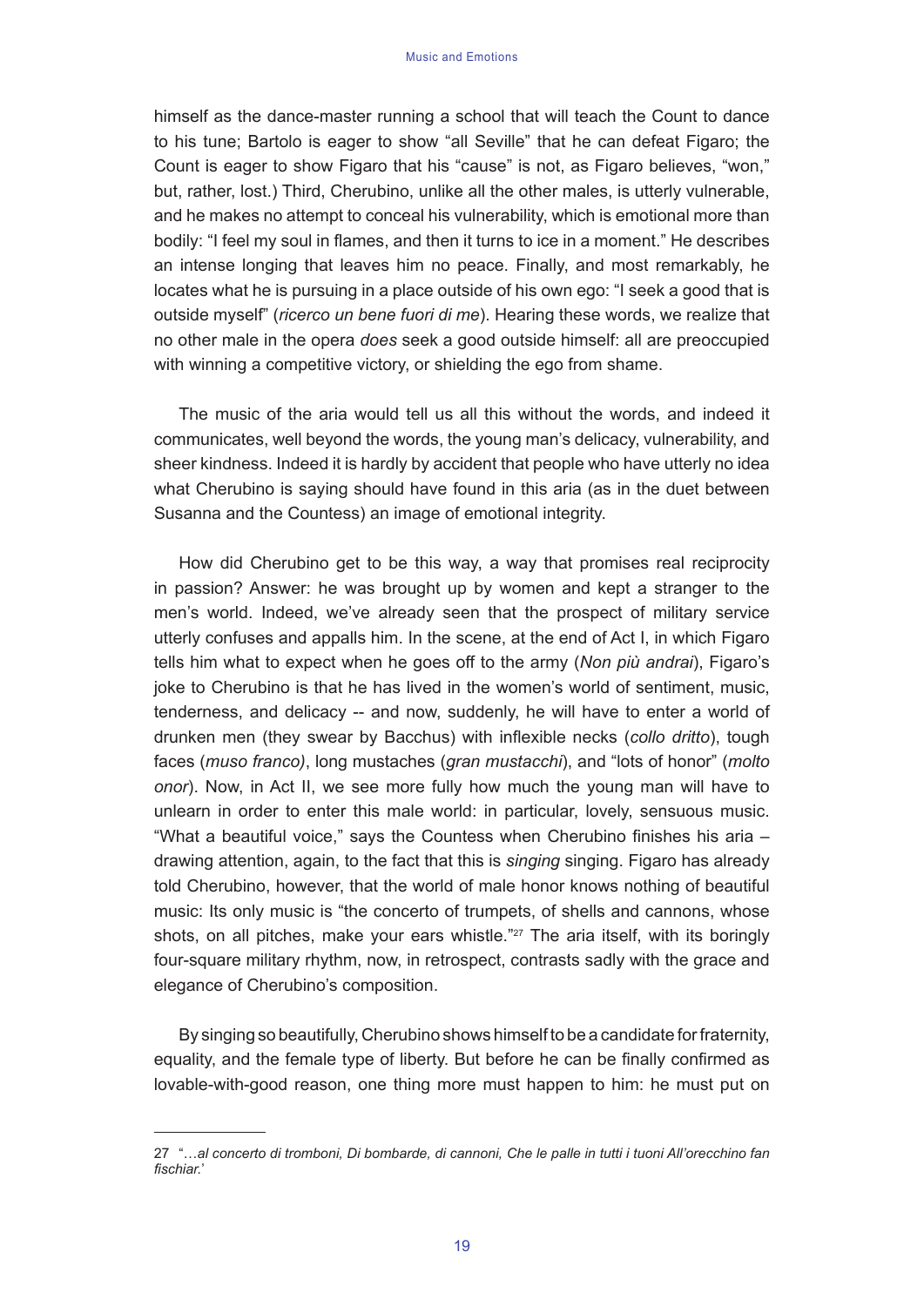himself as the dance-master running a school that will teach the Count to dance to his tune; Bartolo is eager to show "all Seville" that he can defeat Figaro; the Count is eager to show Figaro that his "cause" is not, as Figaro believes, "won," but, rather, lost.) Third, Cherubino, unlike all the other males, is utterly vulnerable, and he makes no attempt to conceal his vulnerability, which is emotional more than bodily: "I feel my soul in flames, and then it turns to ice in a moment." He describes an intense longing that leaves him no peace. Finally, and most remarkably, he locates what he is pursuing in a place outside of his own ego: "I seek a good that is outside myself" (*ricerco un bene fuori di me*). Hearing these words, we realize that no other male in the opera *does* seek a good outside himself: all are preoccupied with winning a competitive victory, or shielding the ego from shame.

The music of the aria would tell us all this without the words, and indeed it communicates, well beyond the words, the young man's delicacy, vulnerability, and sheer kindness. Indeed it is hardly by accident that people who have utterly no idea what Cherubino is saying should have found in this aria (as in the duet between Susanna and the Countess) an image of emotional integrity.

How did Cherubino get to be this way, a way that promises real reciprocity in passion? Answer: he was brought up by women and kept a stranger to the men's world. Indeed, we've already seen that the prospect of military service utterly confuses and appalls him. In the scene, at the end of Act I, in which Figaro tells him what to expect when he goes off to the army (*Non più andrai*), Figaro's joke to Cherubino is that he has lived in the women's world of sentiment, music, tenderness, and delicacy -- and now, suddenly, he will have to enter a world of drunken men (they swear by Bacchus) with inflexible necks (*collo dritto*), tough faces (*muso franco)*, long mustaches (*gran mustacchi*), and "lots of honor" (*molto onor*). Now, in Act II, we see more fully how much the young man will have to unlearn in order to enter this male world: in particular, lovely, sensuous music. "What a beautiful voice," says the Countess when Cherubino finishes his aria – drawing attention, again, to the fact that this is *singing* singing. Figaro has already told Cherubino, however, that the world of male honor knows nothing of beautiful music: Its only music is "the concerto of trumpets, of shells and cannons, whose shots, on all pitches, make your ears whistle."[27] The aria itself, with its boringly four-square military rhythm, now, in retrospect, contrasts sadly with the grace and elegance of Cherubino's composition.

By singing so beautifully, Cherubino shows himself to be a candidate for fraternity, equality, and the female type of liberty. But before he can be finally confirmed as lovable-with-good reason, one thing more must happen to him: he must put on

---

27 "…*al concerto di tromboni, Di bombarde, di cannoni, Che le palle in tutti i tuoni All'orecchino fan fischiar.*'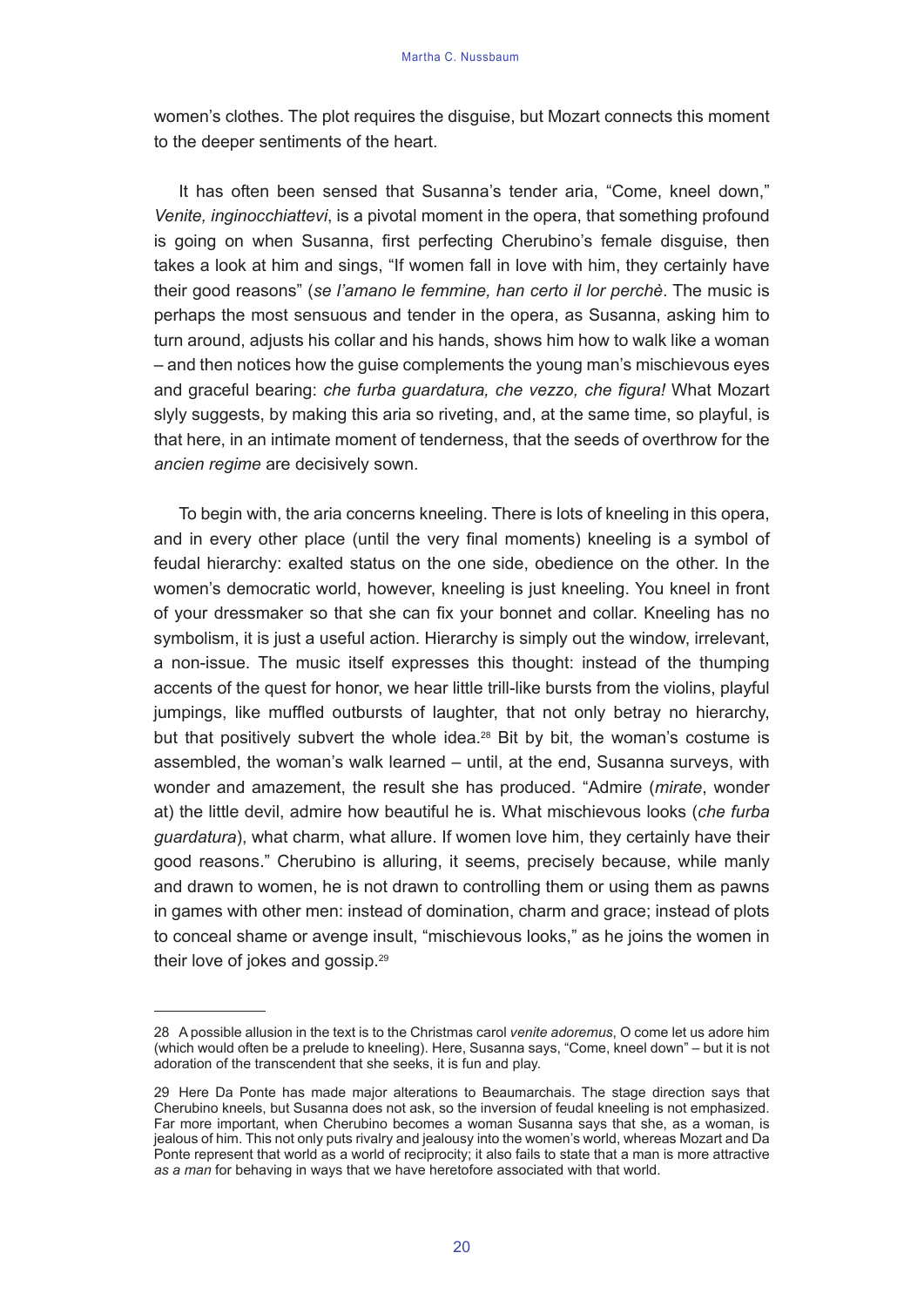women's clothes. The plot requires the disguise, but Mozart connects this moment to the deeper sentiments of the heart.

It has often been sensed that Susanna's tender aria, "Come, kneel down," *Venite, inginocchiattevi*, is a pivotal moment in the opera, that something profound is going on when Susanna, first perfecting Cherubino's female disguise, then takes a look at him and sings, "If women fall in love with him, they certainly have their good reasons" (*se l'amano le femmine, han certo il lor perchè*. The music is perhaps the most sensuous and tender in the opera, as Susanna, asking him to turn around, adjusts his collar and his hands, shows him how to walk like a woman – and then notices how the guise complements the young man's mischievous eyes and graceful bearing: *che furba guardatura, che vezzo, che figura!* What Mozart slyly suggests, by making this aria so riveting, and, at the same time, so playful, is that here, in an intimate moment of tenderness, that the seeds of overthrow for the *ancien regime* are decisively sown.

To begin with, the aria concerns kneeling. There is lots of kneeling in this opera, and in every other place (until the very final moments) kneeling is a symbol of feudal hierarchy: exalted status on the one side, obedience on the other. In the women's democratic world, however, kneeling is just kneeling. You kneel in front of your dressmaker so that she can fix your bonnet and collar. Kneeling has no symbolism, it is just a useful action. Hierarchy is simply out the window, irrelevant, a non-issue. The music itself expresses this thought: instead of the thumping accents of the quest for honor, we hear little trill-like bursts from the violins, playful jumpings, like muffled outbursts of laughter, that not only betray no hierarchy, but that positively subvert the whole idea.[28] Bit by bit, the woman's costume is assembled, the woman's walk learned – until, at the end, Susanna surveys, with wonder and amazement, the result she has produced. "Admire (*mirate*, wonder at) the little devil, admire how beautiful he is. What mischievous looks (*che furba guardatura*), what charm, what allure. If women love him, they certainly have their good reasons." Cherubino is alluring, it seems, precisely because, while manly and drawn to women, he is not drawn to controlling them or using them as pawns in games with other men: instead of domination, charm and grace; instead of plots to conceal shame or avenge insult, "mischievous looks," as he joins the women in their love of jokes and gossip.[29]

---

28 A possible allusion in the text is to the Christmas carol *venite adoremus*, O come let us adore him (which would often be a prelude to kneeling). Here, Susanna says, "Come, kneel down" – but it is not adoration of the transcendent that she seeks, it is fun and play.

29 Here Da Ponte has made major alterations to Beaumarchais. The stage direction says that Cherubino kneels, but Susanna does not ask, so the inversion of feudal kneeling is not emphasized. Far more important, when Cherubino becomes a woman Susanna says that she, as a woman, is jealous of him. This not only puts rivalry and jealousy into the women's world, whereas Mozart and Da Ponte represent that world as a world of reciprocity; it also fails to state that a man is more attractive *as a man* for behaving in ways that we have heretofore associated with that world.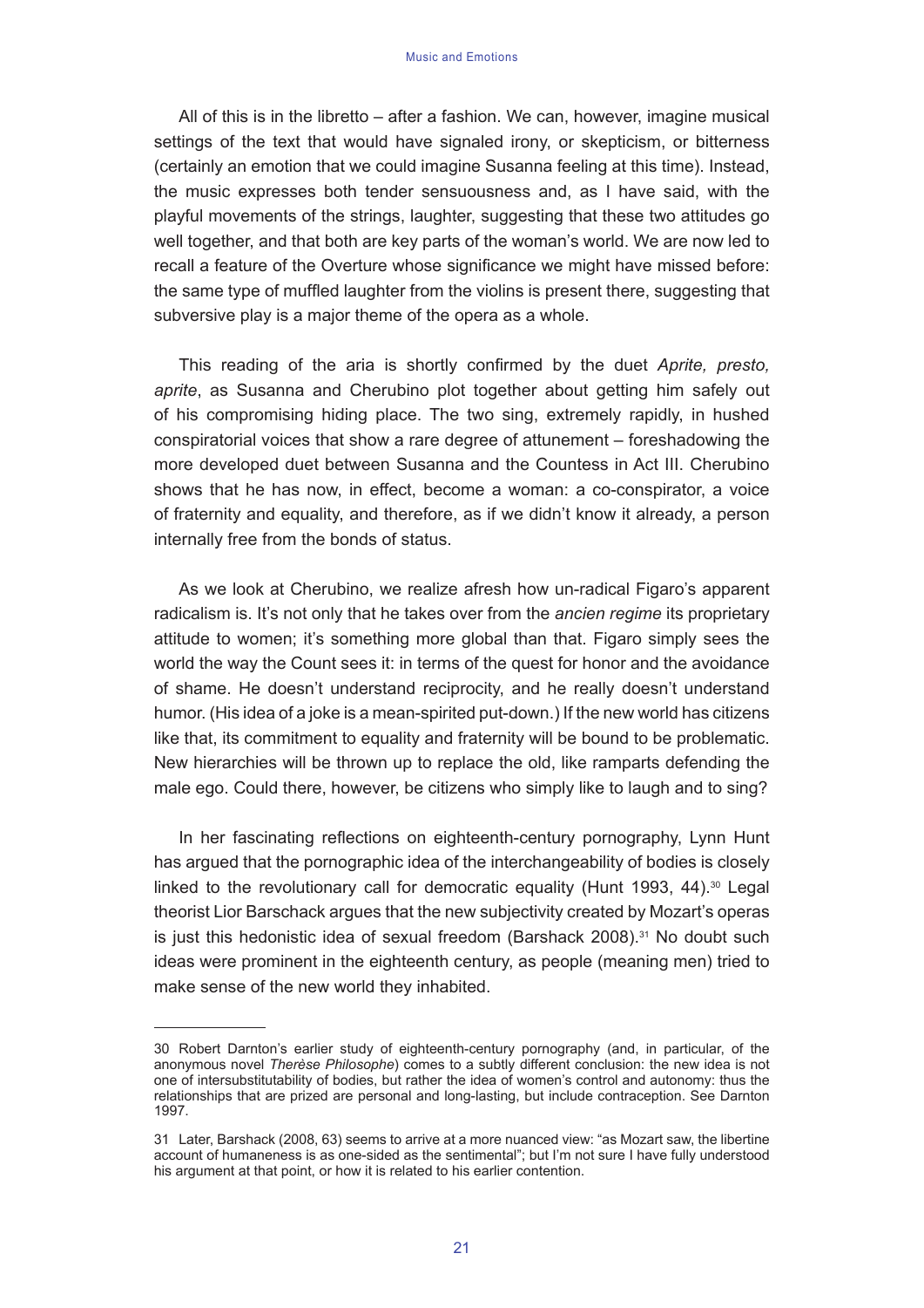All of this is in the libretto – after a fashion. We can, however, imagine musical settings of the text that would have signaled irony, or skepticism, or bitterness (certainly an emotion that we could imagine Susanna feeling at this time). Instead, the music expresses both tender sensuousness and, as I have said, with the playful movements of the strings, laughter, suggesting that these two attitudes go well together, and that both are key parts of the woman's world. We are now led to recall a feature of the Overture whose significance we might have missed before: the same type of muffled laughter from the violins is present there, suggesting that subversive play is a major theme of the opera as a whole.

This reading of the aria is shortly confirmed by the duet *Aprite, presto, aprite*, as Susanna and Cherubino plot together about getting him safely out of his compromising hiding place. The two sing, extremely rapidly, in hushed conspiratorial voices that show a rare degree of attunement – foreshadowing the more developed duet between Susanna and the Countess in Act III. Cherubino shows that he has now, in effect, become a woman: a co-conspirator, a voice of fraternity and equality, and therefore, as if we didn't know it already, a person internally free from the bonds of status.

As we look at Cherubino, we realize afresh how un-radical Figaro's apparent radicalism is. It's not only that he takes over from the *ancien regime* its proprietary attitude to women; it's something more global than that. Figaro simply sees the world the way the Count sees it: in terms of the quest for honor and the avoidance of shame. He doesn't understand reciprocity, and he really doesn't understand humor. (His idea of a joke is a mean-spirited put-down.) If the new world has citizens like that, its commitment to equality and fraternity will be bound to be problematic. New hierarchies will be thrown up to replace the old, like ramparts defending the male ego. Could there, however, be citizens who simply like to laugh and to sing?

In her fascinating reflections on eighteenth-century pornography, Lynn Hunt has argued that the pornographic idea of the interchangeability of bodies is closely linked to the revolutionary call for democratic equality (Hunt 1993, 44).[30] Legal theorist Lior Barschack argues that the new subjectivity created by Mozart's operas is just this hedonistic idea of sexual freedom (Barshack 2008).[31] No doubt such ideas were prominent in the eighteenth century, as people (meaning men) tried to make sense of the new world they inhabited.

---

30 Robert Darnton's earlier study of eighteenth-century pornography (and, in particular, of the anonymous novel *Therèse Philosophe*) comes to a subtly different conclusion: the new idea is not one of intersubstitutability of bodies, but rather the idea of women's control and autonomy: thus the relationships that are prized are personal and long-lasting, but include contraception. See Darnton 1997.

31 Later, Barshack (2008, 63) seems to arrive at a more nuanced view: "as Mozart saw, the libertine account of humaneness is as one-sided as the sentimental"; but I'm not sure I have fully understood his argument at that point, or how it is related to his earlier contention.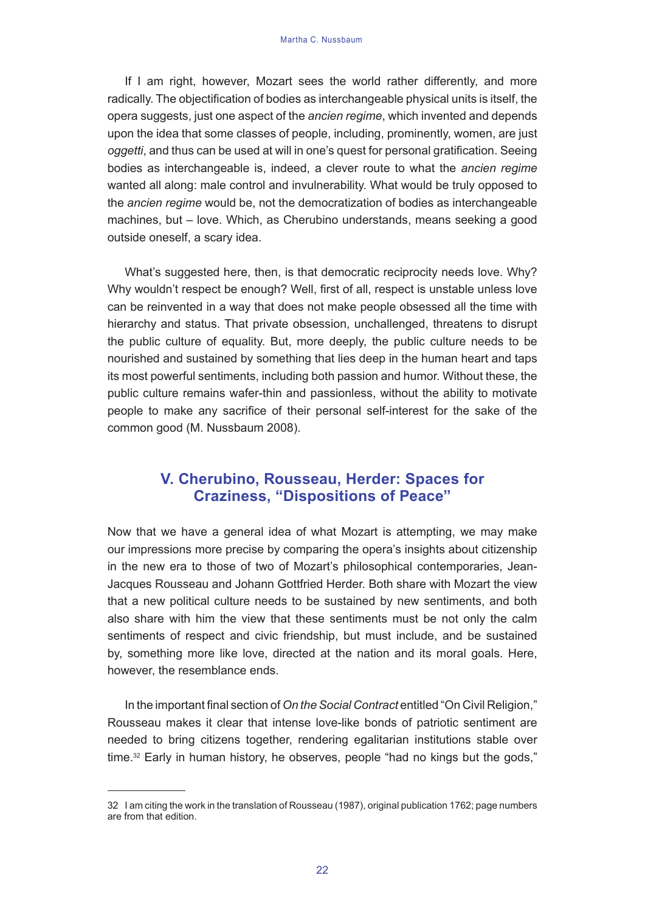If I am right, however, Mozart sees the world rather differently, and more radically. The objectification of bodies as interchangeable physical units is itself, the opera suggests, just one aspect of the *ancien regime*, which invented and depends upon the idea that some classes of people, including, prominently, women, are just *oggetti*, and thus can be used at will in one's quest for personal gratification. Seeing bodies as interchangeable is, indeed, a clever route to what the *ancien regime* wanted all along: male control and invulnerability. What would be truly opposed to the *ancien regime* would be, not the democratization of bodies as interchangeable machines, but – love. Which, as Cherubino understands, means seeking a good outside oneself, a scary idea.

What's suggested here, then, is that democratic reciprocity needs love. Why? Why wouldn't respect be enough? Well, first of all, respect is unstable unless love can be reinvented in a way that does not make people obsessed all the time with hierarchy and status. That private obsession, unchallenged, threatens to disrupt the public culture of equality. But, more deeply, the public culture needs to be nourished and sustained by something that lies deep in the human heart and taps its most powerful sentiments, including both passion and humor. Without these, the public culture remains wafer-thin and passionless, without the ability to motivate people to make any sacrifice of their personal self-interest for the sake of the common good (M. Nussbaum 2008).

## V. Cherubino, Rousseau, Herder: Spaces for Craziness, "Dispositions of Peace"

Now that we have a general idea of what Mozart is attempting, we may make our impressions more precise by comparing the opera's insights about citizenship in the new era to those of two of Mozart's philosophical contemporaries, Jean-Jacques Rousseau and Johann Gottfried Herder. Both share with Mozart the view that a new political culture needs to be sustained by new sentiments, and both also share with him the view that these sentiments must be not only the calm sentiments of respect and civic friendship, but must include, and be sustained by, something more like love, directed at the nation and its moral goals. Here, however, the resemblance ends.

In the important final section of *On the Social Contract* entitled "On Civil Religion," Rousseau makes it clear that intense love-like bonds of patriotic sentiment are needed to bring citizens together, rendering egalitarian institutions stable over time.[32] Early in human history, he observes, people "had no kings but the gods,"

32 I am citing the work in the translation of Rousseau (1987), original publication 1762; page numbers are from that edition.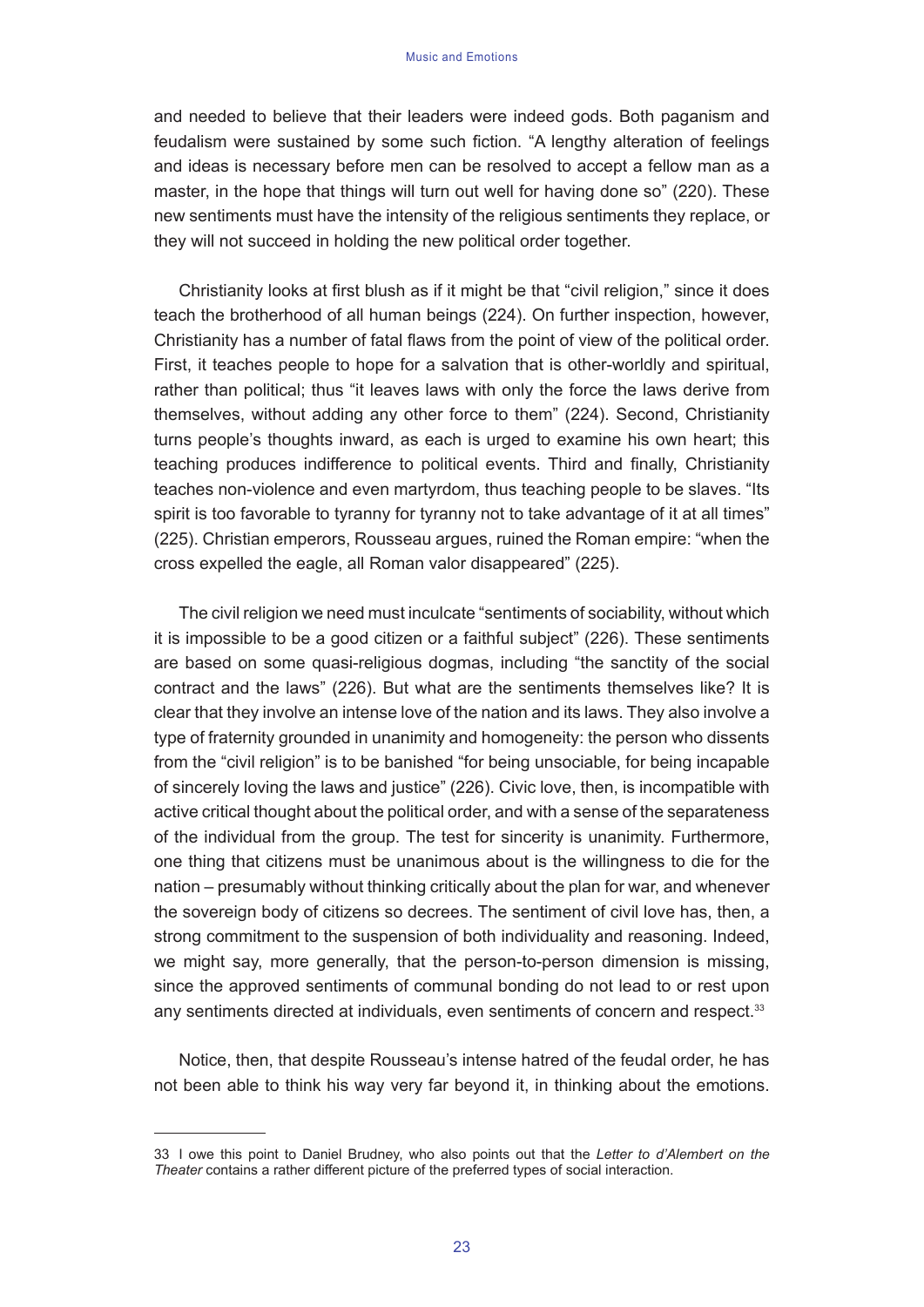and needed to believe that their leaders were indeed gods. Both paganism and feudalism were sustained by some such fiction. "A lengthy alteration of feelings and ideas is necessary before men can be resolved to accept a fellow man as a master, in the hope that things will turn out well for having done so" (220). These new sentiments must have the intensity of the religious sentiments they replace, or they will not succeed in holding the new political order together.

Christianity looks at first blush as if it might be that "civil religion," since it does teach the brotherhood of all human beings (224). On further inspection, however, Christianity has a number of fatal flaws from the point of view of the political order. First, it teaches people to hope for a salvation that is other-worldly and spiritual, rather than political; thus "it leaves laws with only the force the laws derive from themselves, without adding any other force to them" (224). Second, Christianity turns people's thoughts inward, as each is urged to examine his own heart; this teaching produces indifference to political events. Third and finally, Christianity teaches non-violence and even martyrdom, thus teaching people to be slaves. "Its spirit is too favorable to tyranny for tyranny not to take advantage of it at all times" (225). Christian emperors, Rousseau argues, ruined the Roman empire: "when the cross expelled the eagle, all Roman valor disappeared" (225).

The civil religion we need must inculcate "sentiments of sociability, without which it is impossible to be a good citizen or a faithful subject" (226). These sentiments are based on some quasi-religious dogmas, including "the sanctity of the social contract and the laws" (226). But what are the sentiments themselves like? It is clear that they involve an intense love of the nation and its laws. They also involve a type of fraternity grounded in unanimity and homogeneity: the person who dissents from the "civil religion" is to be banished "for being unsociable, for being incapable of sincerely loving the laws and justice" (226). Civic love, then, is incompatible with active critical thought about the political order, and with a sense of the separateness of the individual from the group. The test for sincerity is unanimity. Furthermore, one thing that citizens must be unanimous about is the willingness to die for the nation – presumably without thinking critically about the plan for war, and whenever the sovereign body of citizens so decrees. The sentiment of civil love has, then, a strong commitment to the suspension of both individuality and reasoning. Indeed, we might say, more generally, that the person-to-person dimension is missing, since the approved sentiments of communal bonding do not lead to or rest upon any sentiments directed at individuals, even sentiments of concern and respect.[33]

Notice, then, that despite Rousseau's intense hatred of the feudal order, he has not been able to think his way very far beyond it, in thinking about the emotions.

---

33 I owe this point to Daniel Brudney, who also points out that the *Letter to d'Alembert on the Theater* contains a rather different picture of the preferred types of social interaction.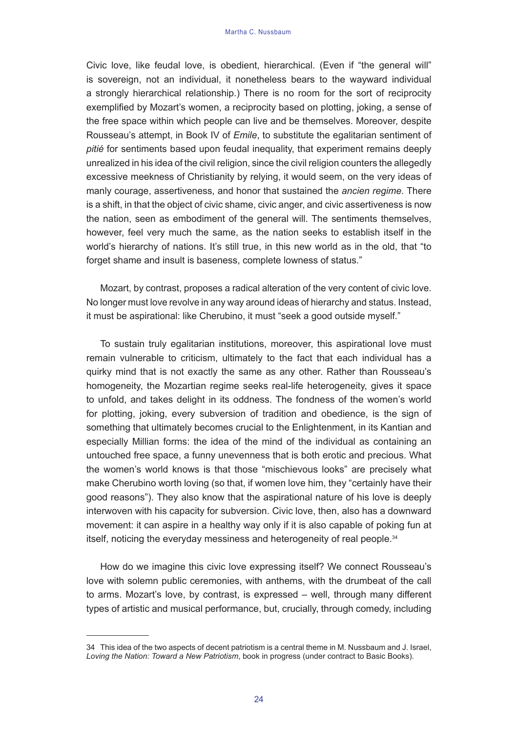Civic love, like feudal love, is obedient, hierarchical. (Even if "the general will" is sovereign, not an individual, it nonetheless bears to the wayward individual a strongly hierarchical relationship.) There is no room for the sort of reciprocity exemplified by Mozart's women, a reciprocity based on plotting, joking, a sense of the free space within which people can live and be themselves. Moreover, despite Rousseau's attempt, in Book IV of *Emile*, to substitute the egalitarian sentiment of *pitié* for sentiments based upon feudal inequality, that experiment remains deeply unrealized in his idea of the civil religion, since the civil religion counters the allegedly excessive meekness of Christianity by relying, it would seem, on the very ideas of manly courage, assertiveness, and honor that sustained the *ancien regime*. There is a shift, in that the object of civic shame, civic anger, and civic assertiveness is now the nation, seen as embodiment of the general will. The sentiments themselves, however, feel very much the same, as the nation seeks to establish itself in the world's hierarchy of nations. It's still true, in this new world as in the old, that "to forget shame and insult is baseness, complete lowness of status."

Mozart, by contrast, proposes a radical alteration of the very content of civic love. No longer must love revolve in any way around ideas of hierarchy and status. Instead, it must be aspirational: like Cherubino, it must "seek a good outside myself."

To sustain truly egalitarian institutions, moreover, this aspirational love must remain vulnerable to criticism, ultimately to the fact that each individual has a quirky mind that is not exactly the same as any other. Rather than Rousseau's homogeneity, the Mozartian regime seeks real-life heterogeneity, gives it space to unfold, and takes delight in its oddness. The fondness of the women's world for plotting, joking, every subversion of tradition and obedience, is the sign of something that ultimately becomes crucial to the Enlightenment, in its Kantian and especially Millian forms: the idea of the mind of the individual as containing an untouched free space, a funny unevenness that is both erotic and precious. What the women's world knows is that those "mischievous looks" are precisely what make Cherubino worth loving (so that, if women love him, they "certainly have their good reasons"). They also know that the aspirational nature of his love is deeply interwoven with his capacity for subversion. Civic love, then, also has a downward movement: it can aspire in a healthy way only if it is also capable of poking fun at itself, noticing the everyday messiness and heterogeneity of real people.[34]

How do we imagine this civic love expressing itself? We connect Rousseau's love with solemn public ceremonies, with anthems, with the drumbeat of the call to arms. Mozart's love, by contrast, is expressed – well, through many different types of artistic and musical performance, but, crucially, through comedy, including

---

34 This idea of the two aspects of decent patriotism is a central theme in M. Nussbaum and J. Israel, *Loving the Nation: Toward a New Patriotism*, book in progress (under contract to Basic Books).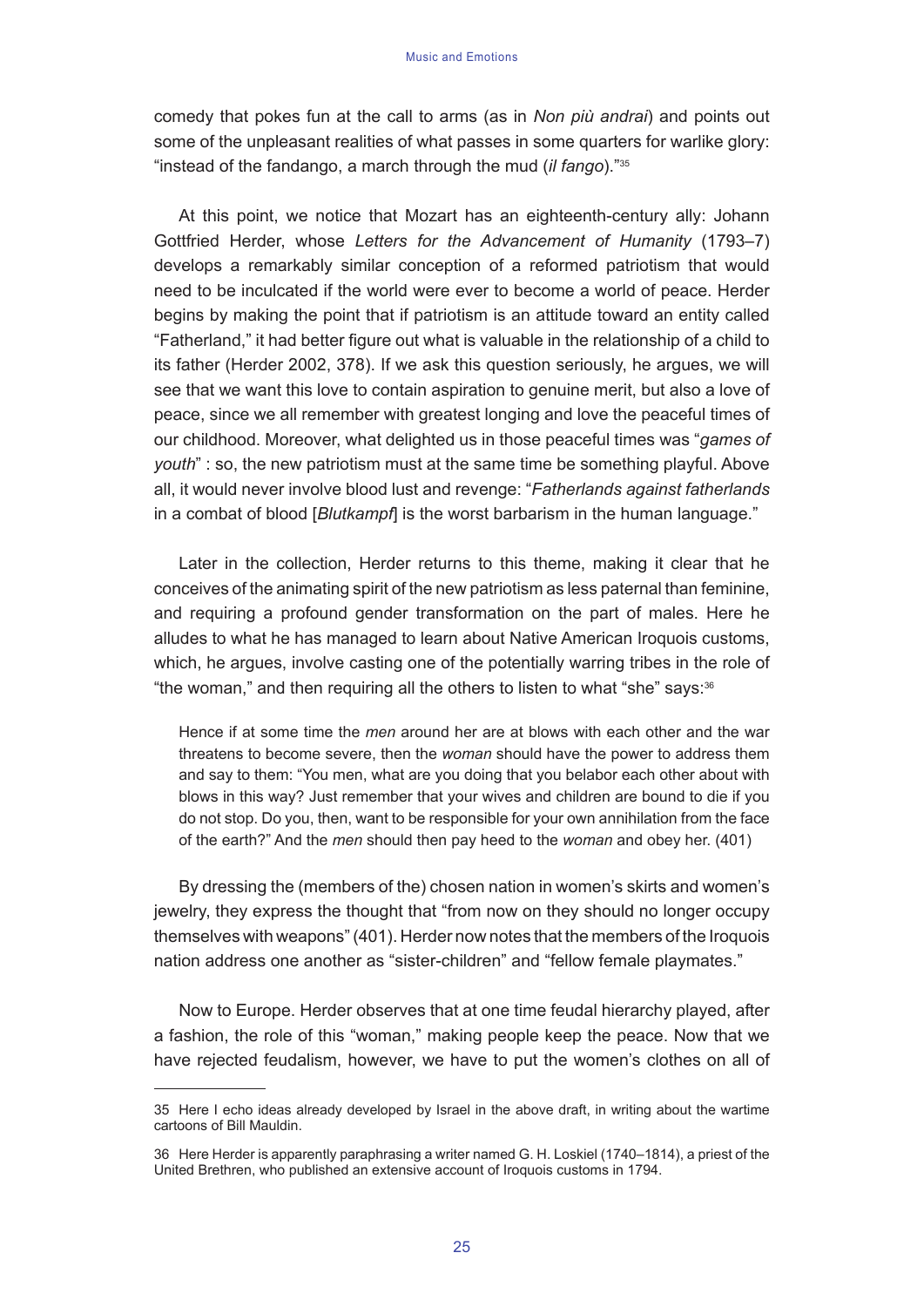comedy that pokes fun at the call to arms (as in *Non più andrai*) and points out some of the unpleasant realities of what passes in some quarters for warlike glory: "instead of the fandango, a march through the mud (*il fango*)."[35]

At this point, we notice that Mozart has an eighteenth-century ally: Johann Gottfried Herder, whose *Letters for the Advancement of Humanity* (1793–7) develops a remarkably similar conception of a reformed patriotism that would need to be inculcated if the world were ever to become a world of peace. Herder begins by making the point that if patriotism is an attitude toward an entity called "Fatherland," it had better figure out what is valuable in the relationship of a child to its father (Herder 2002, 378). If we ask this question seriously, he argues, we will see that we want this love to contain aspiration to genuine merit, but also a love of peace, since we all remember with greatest longing and love the peaceful times of our childhood. Moreover, what delighted us in those peaceful times was "*games of youth*" : so, the new patriotism must at the same time be something playful. Above all, it would never involve blood lust and revenge: "*Fatherlands against fatherlands* in a combat of blood [*Blutkampf*] is the worst barbarism in the human language."

Later in the collection, Herder returns to this theme, making it clear that he conceives of the animating spirit of the new patriotism as less paternal than feminine, and requiring a profound gender transformation on the part of males. Here he alludes to what he has managed to learn about Native American Iroquois customs, which, he argues, involve casting one of the potentially warring tribes in the role of "the woman," and then requiring all the others to listen to what "she" says:[36]

> Hence if at some time the *men* around her are at blows with each other and the war threatens to become severe, then the *woman* should have the power to address them and say to them: "You men, what are you doing that you belabor each other about with blows in this way? Just remember that your wives and children are bound to die if you do not stop. Do you, then, want to be responsible for your own annihilation from the face of the earth?" And the *men* should then pay heed to the *woman* and obey her. (401)

By dressing the (members of the) chosen nation in women's skirts and women's jewelry, they express the thought that "from now on they should no longer occupy themselves with weapons" (401). Herder now notes that the members of the Iroquois nation address one another as "sister-children" and "fellow female playmates."

Now to Europe. Herder observes that at one time feudal hierarchy played, after a fashion, the role of this "woman," making people keep the peace. Now that we have rejected feudalism, however, we have to put the women's clothes on all of

---

35 Here I echo ideas already developed by Israel in the above draft, in writing about the wartime cartoons of Bill Mauldin.

36 Here Herder is apparently paraphrasing a writer named G. H. Loskiel (1740–1814), a priest of the United Brethren, who published an extensive account of Iroquois customs in 1794.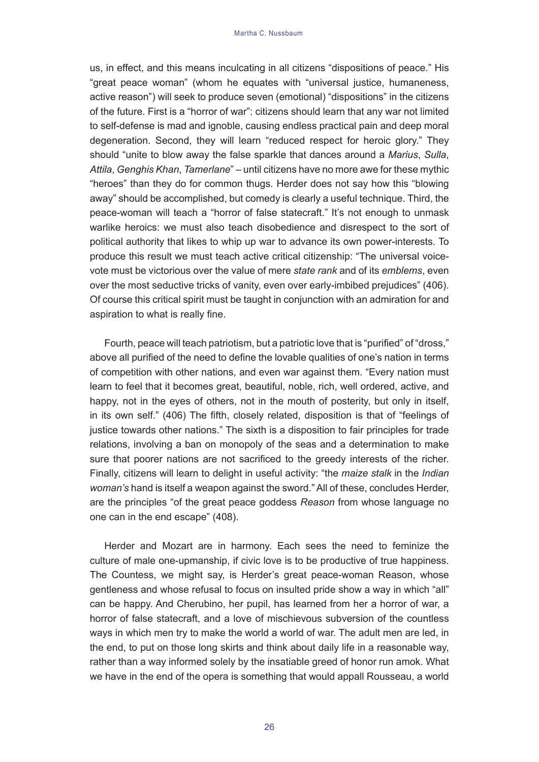us, in effect, and this means inculcating in all citizens "dispositions of peace." His "great peace woman" (whom he equates with "universal justice, humaneness, active reason") will seek to produce seven (emotional) "dispositions" in the citizens of the future. First is a "horror of war": citizens should learn that any war not limited to self-defense is mad and ignoble, causing endless practical pain and deep moral degeneration. Second, they will learn "reduced respect for heroic glory." They should "unite to blow away the false sparkle that dances around a *Marius*, *Sulla*, *Attila*, *Genghis Khan*, *Tamerlane*" – until citizens have no more awe for these mythic "heroes" than they do for common thugs. Herder does not say how this "blowing away" should be accomplished, but comedy is clearly a useful technique. Third, the peace-woman will teach a "horror of false statecraft." It's not enough to unmask warlike heroics: we must also teach disobedience and disrespect to the sort of political authority that likes to whip up war to advance its own power-interests. To produce this result we must teach active critical citizenship: "The universal voice-vote must be victorious over the value of mere *state rank* and of its *emblems*, even over the most seductive tricks of vanity, even over early-imbibed prejudices" (406). Of course this critical spirit must be taught in conjunction with an admiration for and aspiration to what is really fine.

Fourth, peace will teach patriotism, but a patriotic love that is "purified" of "dross," above all purified of the need to define the lovable qualities of one's nation in terms of competition with other nations, and even war against them. "Every nation must learn to feel that it becomes great, beautiful, noble, rich, well ordered, active, and happy, not in the eyes of others, not in the mouth of posterity, but only in itself, in its own self." (406) The fifth, closely related, disposition is that of "feelings of justice towards other nations." The sixth is a disposition to fair principles for trade relations, involving a ban on monopoly of the seas and a determination to make sure that poorer nations are not sacrificed to the greedy interests of the richer. Finally, citizens will learn to delight in useful activity: "the *maize stalk* in the *Indian woman's* hand is itself a weapon against the sword." All of these, concludes Herder, are the principles "of the great peace goddess *Reason* from whose language no one can in the end escape" (408).

Herder and Mozart are in harmony. Each sees the need to feminize the culture of male one-upmanship, if civic love is to be productive of true happiness. The Countess, we might say, is Herder's great peace-woman Reason, whose gentleness and whose refusal to focus on insulted pride show a way in which "all" can be happy. And Cherubino, her pupil, has learned from her a horror of war, a horror of false statecraft, and a love of mischievous subversion of the countless ways in which men try to make the world a world of war. The adult men are led, in the end, to put on those long skirts and think about daily life in a reasonable way, rather than a way informed solely by the insatiable greed of honor run amok. What we have in the end of the opera is something that would appall Rousseau, a world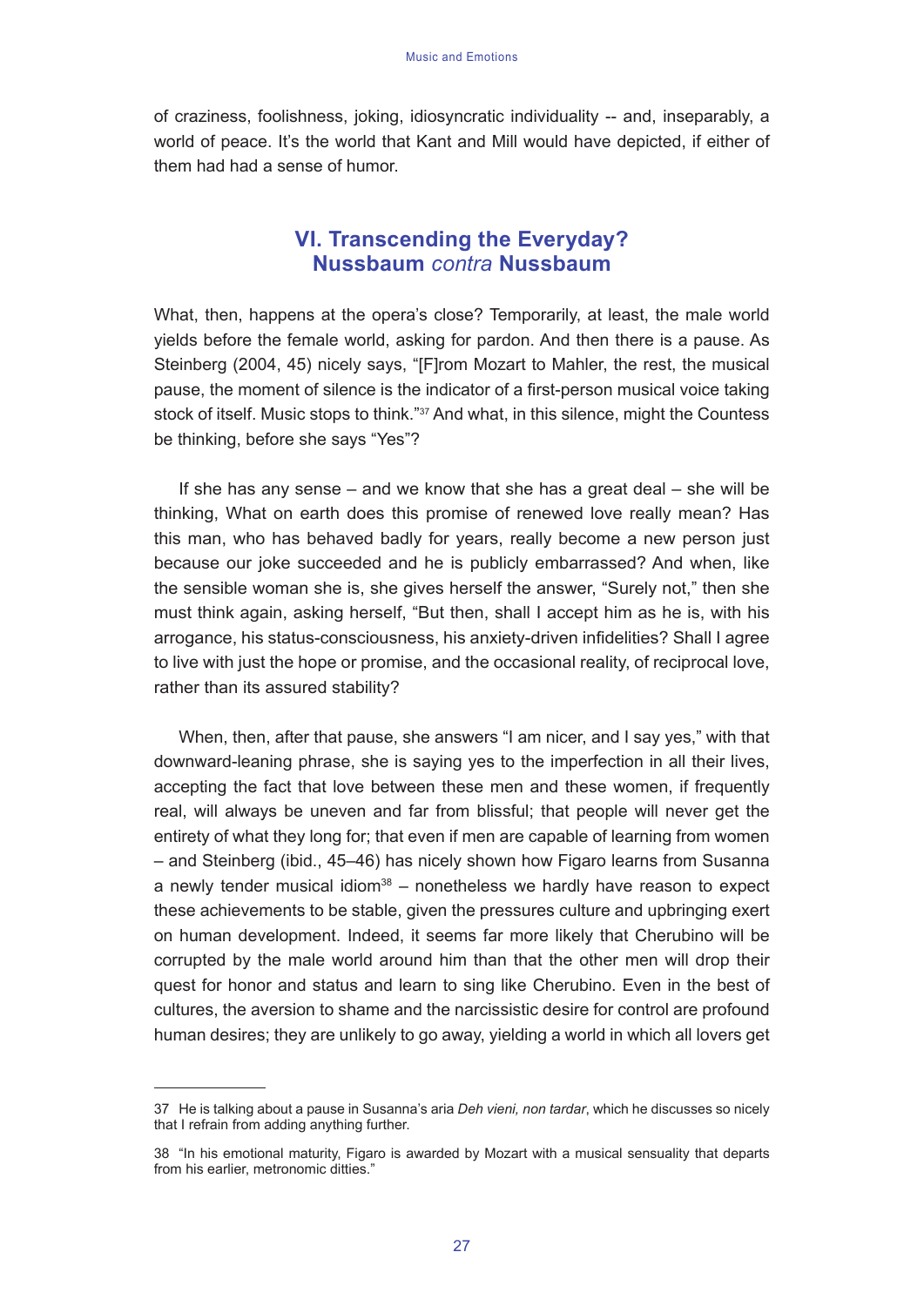of craziness, foolishness, joking, idiosyncratic individuality -- and, inseparably, a world of peace. It's the world that Kant and Mill would have depicted, if either of them had had a sense of humor.

## VI. Transcending the Everyday? Nussbaum *contra* Nussbaum

What, then, happens at the opera's close? Temporarily, at least, the male world yields before the female world, asking for pardon. And then there is a pause. As Steinberg (2004, 45) nicely says, "[F]rom Mozart to Mahler, the rest, the musical pause, the moment of silence is the indicator of a first-person musical voice taking stock of itself. Music stops to think."[37] And what, in this silence, might the Countess be thinking, before she says "Yes"?

If she has any sense – and we know that she has a great deal – she will be thinking, What on earth does this promise of renewed love really mean? Has this man, who has behaved badly for years, really become a new person just because our joke succeeded and he is publicly embarrassed? And when, like the sensible woman she is, she gives herself the answer, "Surely not," then she must think again, asking herself, "But then, shall I accept him as he is, with his arrogance, his status-consciousness, his anxiety-driven infidelities? Shall I agree to live with just the hope or promise, and the occasional reality, of reciprocal love, rather than its assured stability?

When, then, after that pause, she answers "I am nicer, and I say yes," with that downward-leaning phrase, she is saying yes to the imperfection in all their lives, accepting the fact that love between these men and these women, if frequently real, will always be uneven and far from blissful; that people will never get the entirety of what they long for; that even if men are capable of learning from women – and Steinberg (ibid., 45–46) has nicely shown how Figaro learns from Susanna a newly tender musical idiom[38] – nonetheless we hardly have reason to expect these achievements to be stable, given the pressures culture and upbringing exert on human development. Indeed, it seems far more likely that Cherubino will be corrupted by the male world around him than that the other men will drop their quest for honor and status and learn to sing like Cherubino. Even in the best of cultures, the aversion to shame and the narcissistic desire for control are profound human desires; they are unlikely to go away, yielding a world in which all lovers get

---

37 He is talking about a pause in Susanna's aria *Deh vieni, non tardar*, which he discusses so nicely that I refrain from adding anything further.

38 "In his emotional maturity, Figaro is awarded by Mozart with a musical sensuality that departs from his earlier, metronomic ditties."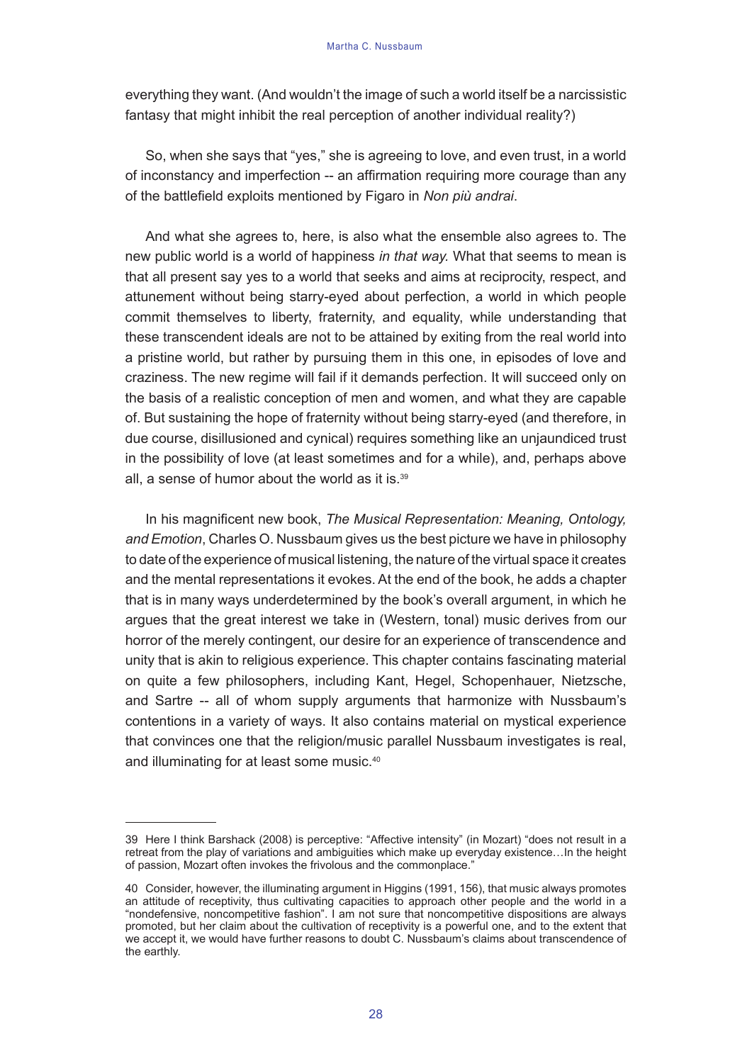everything they want. (And wouldn't the image of such a world itself be a narcissistic fantasy that might inhibit the real perception of another individual reality?)

So, when she says that "yes," she is agreeing to love, and even trust, in a world of inconstancy and imperfection -- an affirmation requiring more courage than any of the battlefield exploits mentioned by Figaro in *Non più andrai*.

And what she agrees to, here, is also what the ensemble also agrees to. The new public world is a world of happiness *in that way.* What that seems to mean is that all present say yes to a world that seeks and aims at reciprocity, respect, and attunement without being starry-eyed about perfection, a world in which people commit themselves to liberty, fraternity, and equality, while understanding that these transcendent ideals are not to be attained by exiting from the real world into a pristine world, but rather by pursuing them in this one, in episodes of love and craziness. The new regime will fail if it demands perfection. It will succeed only on the basis of a realistic conception of men and women, and what they are capable of. But sustaining the hope of fraternity without being starry-eyed (and therefore, in due course, disillusioned and cynical) requires something like an unjaundiced trust in the possibility of love (at least sometimes and for a while), and, perhaps above all, a sense of humor about the world as it is.[39]

In his magnificent new book, *The Musical Representation: Meaning, Ontology, and Emotion*, Charles O. Nussbaum gives us the best picture we have in philosophy to date of the experience of musical listening, the nature of the virtual space it creates and the mental representations it evokes. At the end of the book, he adds a chapter that is in many ways underdetermined by the book's overall argument, in which he argues that the great interest we take in (Western, tonal) music derives from our horror of the merely contingent, our desire for an experience of transcendence and unity that is akin to religious experience. This chapter contains fascinating material on quite a few philosophers, including Kant, Hegel, Schopenhauer, Nietzsche, and Sartre -- all of whom supply arguments that harmonize with Nussbaum's contentions in a variety of ways. It also contains material on mystical experience that convinces one that the religion/music parallel Nussbaum investigates is real, and illuminating for at least some music.[40]

---

39 Here I think Barshack (2008) is perceptive: "Affective intensity" (in Mozart) "does not result in a retreat from the play of variations and ambiguities which make up everyday existence…In the height of passion, Mozart often invokes the frivolous and the commonplace."

40 Consider, however, the illuminating argument in Higgins (1991, 156), that music always promotes an attitude of receptivity, thus cultivating capacities to approach other people and the world in a "nondefensive, noncompetitive fashion". I am not sure that noncompetitive dispositions are always promoted, but her claim about the cultivation of receptivity is a powerful one, and to the extent that we accept it, we would have further reasons to doubt C. Nussbaum's claims about transcendence of the earthly.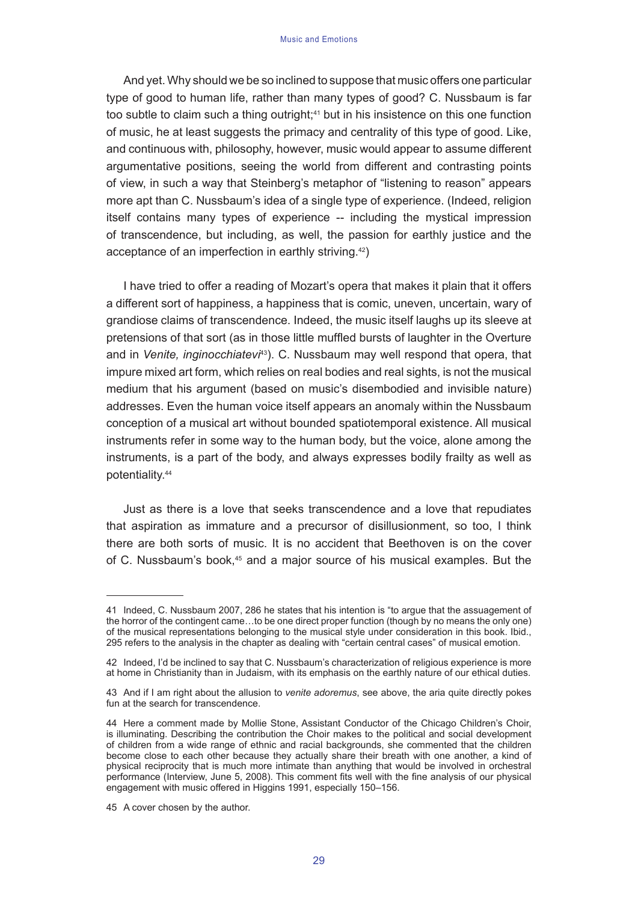And yet. Why should we be so inclined to suppose that music offers one particular type of good to human life, rather than many types of good? C. Nussbaum is far too subtle to claim such a thing outright;[41] but in his insistence on this one function of music, he at least suggests the primacy and centrality of this type of good. Like, and continuous with, philosophy, however, music would appear to assume different argumentative positions, seeing the world from different and contrasting points of view, in such a way that Steinberg's metaphor of "listening to reason" appears more apt than C. Nussbaum's idea of a single type of experience. (Indeed, religion itself contains many types of experience -- including the mystical impression of transcendence, but including, as well, the passion for earthly justice and the acceptance of an imperfection in earthly striving.[42])

I have tried to offer a reading of Mozart's opera that makes it plain that it offers a different sort of happiness, a happiness that is comic, uneven, uncertain, wary of grandiose claims of transcendence. Indeed, the music itself laughs up its sleeve at pretensions of that sort (as in those little muffled bursts of laughter in the Overture and in *Venite, inginocchiatevi*[43]). C. Nussbaum may well respond that opera, that impure mixed art form, which relies on real bodies and real sights, is not the musical medium that his argument (based on music's disembodied and invisible nature) addresses. Even the human voice itself appears an anomaly within the Nussbaum conception of a musical art without bounded spatiotemporal existence. All musical instruments refer in some way to the human body, but the voice, alone among the instruments, is a part of the body, and always expresses bodily frailty as well as potentiality.[44]

Just as there is a love that seeks transcendence and a love that repudiates that aspiration as immature and a precursor of disillusionment, so too, I think there are both sorts of music. It is no accident that Beethoven is on the cover of C. Nussbaum's book,[45] and a major source of his musical examples. But the

---

41 Indeed, C. Nussbaum 2007, 286 he states that his intention is "to argue that the assuagement of the horror of the contingent came…to be one direct proper function (though by no means the only one) of the musical representations belonging to the musical style under consideration in this book. Ibid., 295 refers to the analysis in the chapter as dealing with "certain central cases" of musical emotion.

42 Indeed, I'd be inclined to say that C. Nussbaum's characterization of religious experience is more at home in Christianity than in Judaism, with its emphasis on the earthly nature of our ethical duties.

43 And if I am right about the allusion to *venite adoremus*, see above, the aria quite directly pokes fun at the search for transcendence.

44 Here a comment made by Mollie Stone, Assistant Conductor of the Chicago Children's Choir, is illuminating. Describing the contribution the Choir makes to the political and social development of children from a wide range of ethnic and racial backgrounds, she commented that the children become close to each other because they actually share their breath with one another, a kind of physical reciprocity that is much more intimate than anything that would be involved in orchestral performance (Interview, June 5, 2008). This comment fits well with the fine analysis of our physical engagement with music offered in Higgins 1991, especially 150–156.

45 A cover chosen by the author.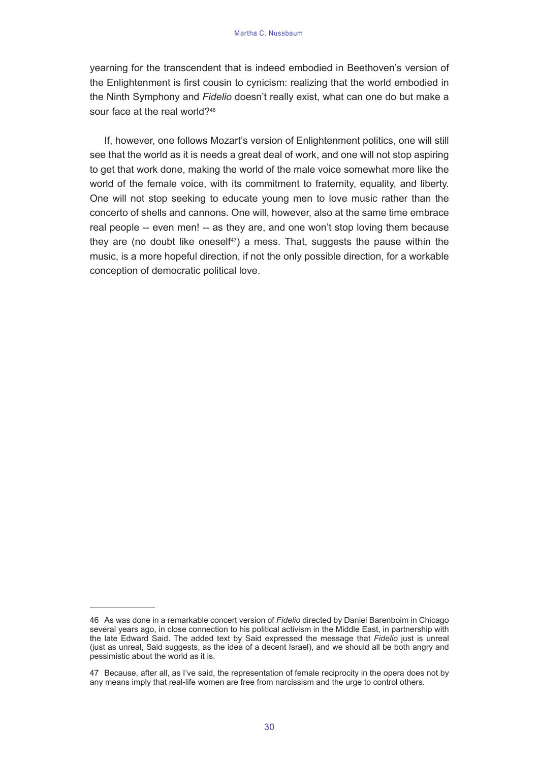yearning for the transcendent that is indeed embodied in Beethoven's version of the Enlightenment is first cousin to cynicism: realizing that the world embodied in the Ninth Symphony and *Fidelio* doesn't really exist, what can one do but make a sour face at the real world?[46]

If, however, one follows Mozart's version of Enlightenment politics, one will still see that the world as it is needs a great deal of work, and one will not stop aspiring to get that work done, making the world of the male voice somewhat more like the world of the female voice, with its commitment to fraternity, equality, and liberty. One will not stop seeking to educate young men to love music rather than the concerto of shells and cannons. One will, however, also at the same time embrace real people -- even men! -- as they are, and one won't stop loving them because they are (no doubt like oneself[47]) a mess. That, suggests the pause within the music, is a more hopeful direction, if not the only possible direction, for a workable conception of democratic political love.

---

46 As was done in a remarkable concert version of *Fidelio* directed by Daniel Barenboim in Chicago several years ago, in close connection to his political activism in the Middle East, in partnership with the late Edward Said. The added text by Said expressed the message that *Fidelio* just is unreal (just as unreal, Said suggests, as the idea of a decent Israel), and we should all be both angry and pessimistic about the world as it is.

47 Because, after all, as I've said, the representation of female reciprocity in the opera does not by any means imply that real-life women are free from narcissism and the urge to control others.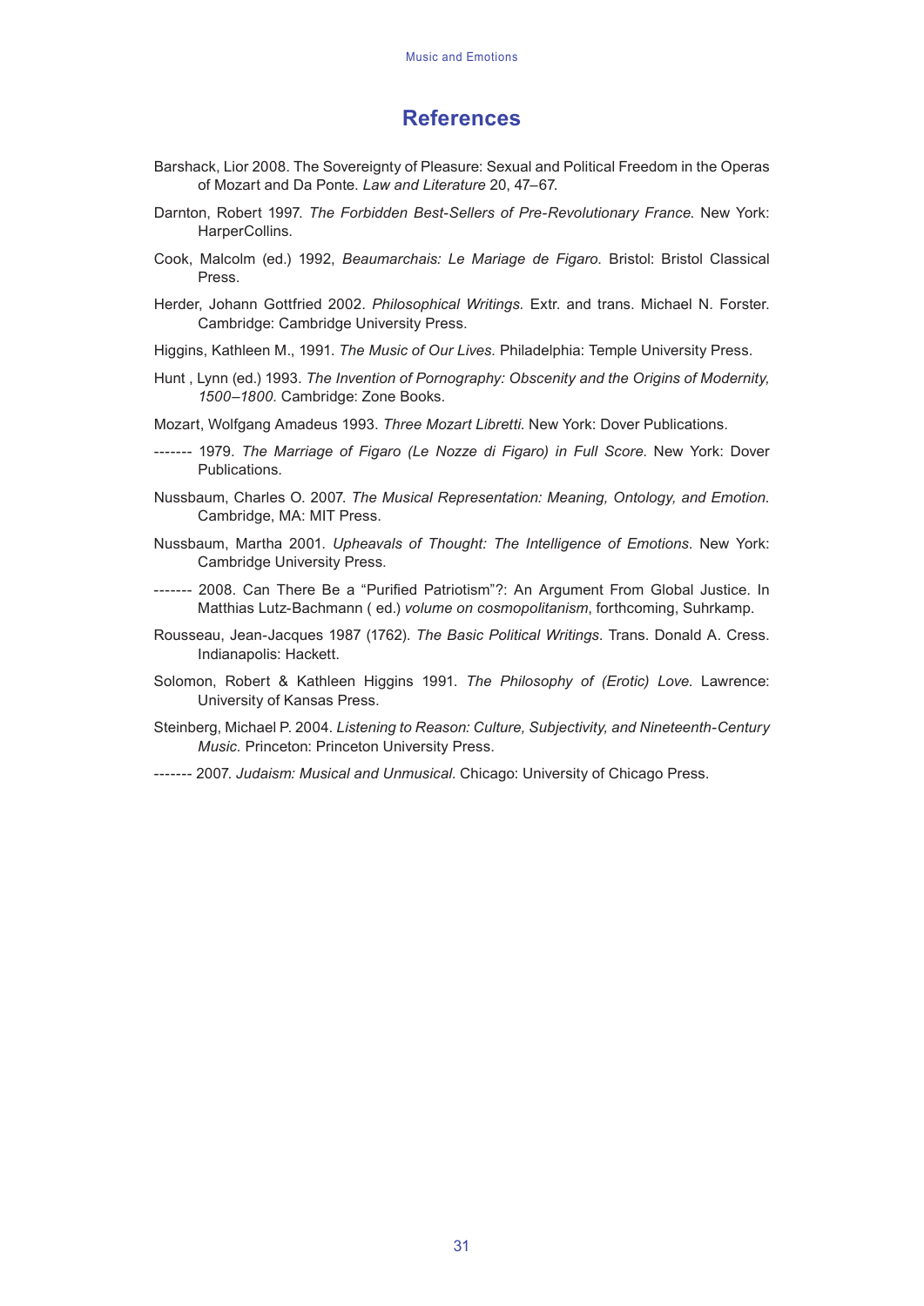## References

Barshack, Lior 2008. The Sovereignty of Pleasure: Sexual and Political Freedom in the Operas of Mozart and Da Ponte. *Law and Literature* 20, 47–67.

Darnton, Robert 1997. *The Forbidden Best-Sellers of Pre-Revolutionary France.* New York: HarperCollins.

Cook, Malcolm (ed.) 1992, *Beaumarchais: Le Mariage de Figaro.* Bristol: Bristol Classical Press.

Herder, Johann Gottfried 2002. *Philosophical Writings.* Extr. and trans. Michael N. Forster. Cambridge: Cambridge University Press.

Higgins, Kathleen M., 1991. *The Music of Our Lives.* Philadelphia: Temple University Press.

Hunt , Lynn (ed.) 1993. *The Invention of Pornography: Obscenity and the Origins of Modernity, 1500–1800.* Cambridge: Zone Books.

Mozart, Wolfgang Amadeus 1993. *Three Mozart Libretti.* New York: Dover Publications.

------- 1979. *The Marriage of Figaro (Le Nozze di Figaro) in Full Score.* New York: Dover Publications.

Nussbaum, Charles O. 2007. *The Musical Representation: Meaning, Ontology, and Emotion.* Cambridge, MA: MIT Press.

Nussbaum, Martha 2001. *Upheavals of Thought: The Intelligence of Emotions*. New York: Cambridge University Press.

------- 2008. Can There Be a "Purified Patriotism"?: An Argument From Global Justice. In Matthias Lutz-Bachmann ( ed.) *volume on cosmopolitanism*, forthcoming, Suhrkamp.

Rousseau, Jean-Jacques 1987 (1762). *The Basic Political Writings*. Trans. Donald A. Cress. Indianapolis: Hackett.

Solomon, Robert & Kathleen Higgins 1991. *The Philosophy of (Erotic) Love.* Lawrence: University of Kansas Press.

Steinberg, Michael P. 2004. *Listening to Reason: Culture, Subjectivity, and Nineteenth-Century Music.* Princeton: Princeton University Press.

------- 2007. *Judaism: Musical and Unmusical*. Chicago: University of Chicago Press.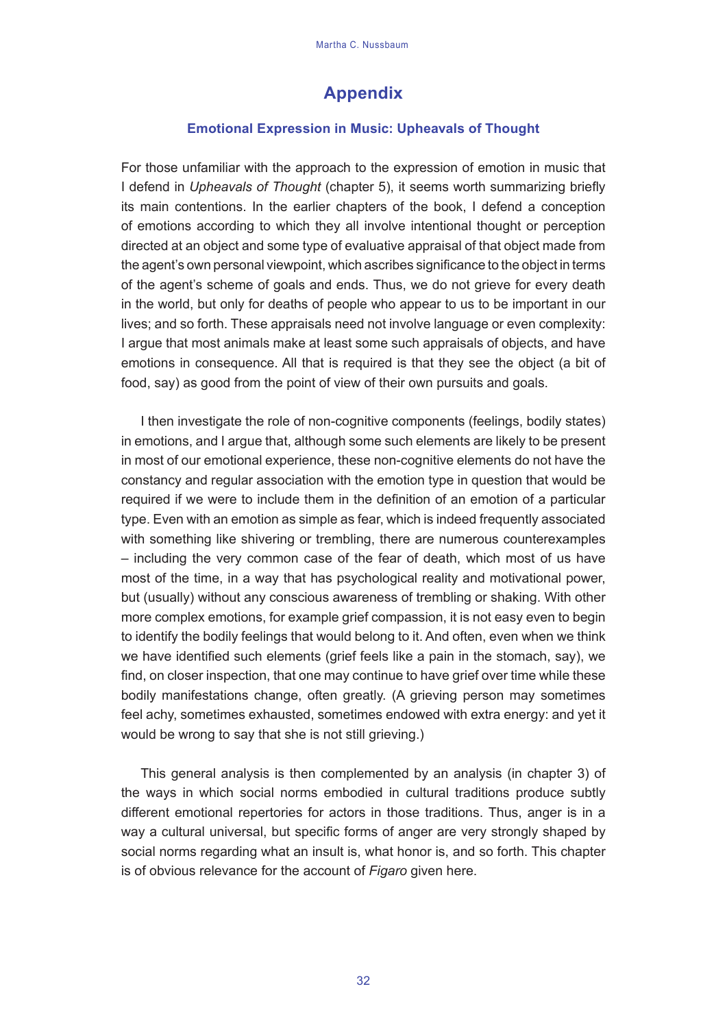# Appendix

## Emotional Expression in Music: Upheavals of Thought

For those unfamiliar with the approach to the expression of emotion in music that I defend in *Upheavals of Thought* (chapter 5), it seems worth summarizing briefly its main contentions. In the earlier chapters of the book, I defend a conception of emotions according to which they all involve intentional thought or perception directed at an object and some type of evaluative appraisal of that object made from the agent's own personal viewpoint, which ascribes significance to the object in terms of the agent's scheme of goals and ends. Thus, we do not grieve for every death in the world, but only for deaths of people who appear to us to be important in our lives; and so forth. These appraisals need not involve language or even complexity: I argue that most animals make at least some such appraisals of objects, and have emotions in consequence. All that is required is that they see the object (a bit of food, say) as good from the point of view of their own pursuits and goals.

I then investigate the role of non-cognitive components (feelings, bodily states) in emotions, and I argue that, although some such elements are likely to be present in most of our emotional experience, these non-cognitive elements do not have the constancy and regular association with the emotion type in question that would be required if we were to include them in the definition of an emotion of a particular type. Even with an emotion as simple as fear, which is indeed frequently associated with something like shivering or trembling, there are numerous counterexamples – including the very common case of the fear of death, which most of us have most of the time, in a way that has psychological reality and motivational power, but (usually) without any conscious awareness of trembling or shaking. With other more complex emotions, for example grief compassion, it is not easy even to begin to identify the bodily feelings that would belong to it. And often, even when we think we have identified such elements (grief feels like a pain in the stomach, say), we find, on closer inspection, that one may continue to have grief over time while these bodily manifestations change, often greatly. (A grieving person may sometimes feel achy, sometimes exhausted, sometimes endowed with extra energy: and yet it would be wrong to say that she is not still grieving.)

This general analysis is then complemented by an analysis (in chapter 3) of the ways in which social norms embodied in cultural traditions produce subtly different emotional repertories for actors in those traditions. Thus, anger is in a way a cultural universal, but specific forms of anger are very strongly shaped by social norms regarding what an insult is, what honor is, and so forth. This chapter is of obvious relevance for the account of *Figaro* given here.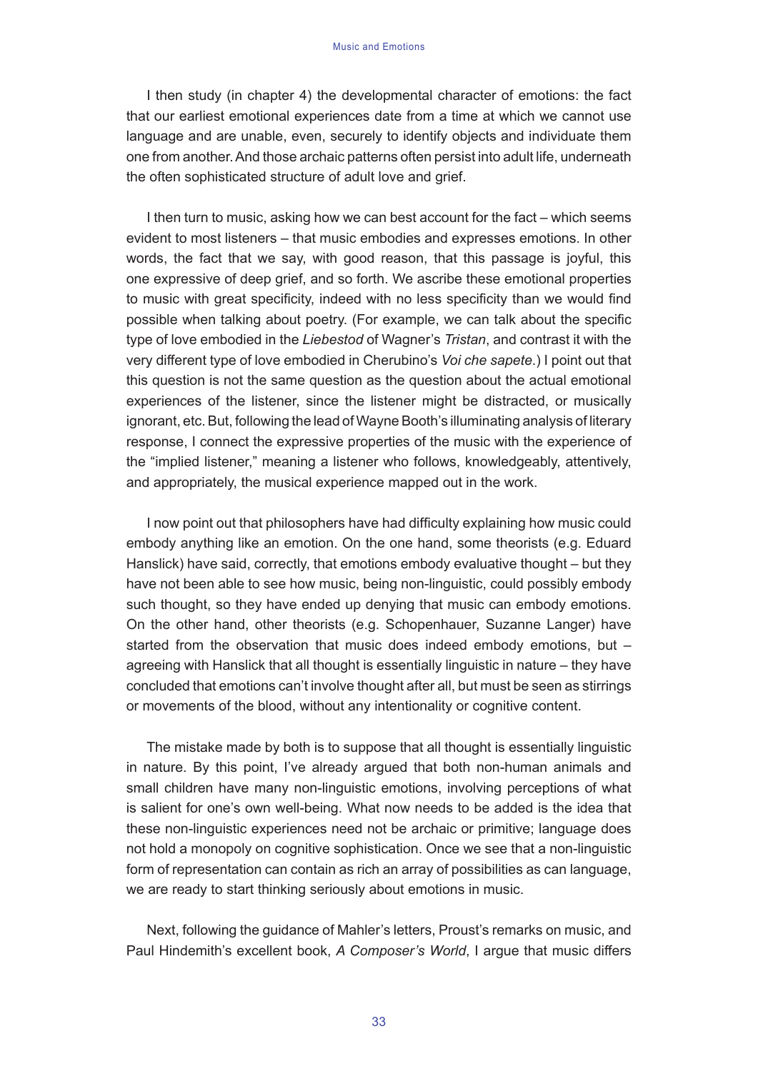I then study (in chapter 4) the developmental character of emotions: the fact that our earliest emotional experiences date from a time at which we cannot use language and are unable, even, securely to identify objects and individuate them one from another. And those archaic patterns often persist into adult life, underneath the often sophisticated structure of adult love and grief.

I then turn to music, asking how we can best account for the fact – which seems evident to most listeners – that music embodies and expresses emotions. In other words, the fact that we say, with good reason, that this passage is joyful, this one expressive of deep grief, and so forth. We ascribe these emotional properties to music with great specificity, indeed with no less specificity than we would find possible when talking about poetry. (For example, we can talk about the specific type of love embodied in the *Liebestod* of Wagner's *Tristan*, and contrast it with the very different type of love embodied in Cherubino's *Voi che sapete*.) I point out that this question is not the same question as the question about the actual emotional experiences of the listener, since the listener might be distracted, or musically ignorant, etc. But, following the lead of Wayne Booth's illuminating analysis of literary response, I connect the expressive properties of the music with the experience of the "implied listener," meaning a listener who follows, knowledgeably, attentively, and appropriately, the musical experience mapped out in the work.

I now point out that philosophers have had difficulty explaining how music could embody anything like an emotion. On the one hand, some theorists (e.g. Eduard Hanslick) have said, correctly, that emotions embody evaluative thought – but they have not been able to see how music, being non-linguistic, could possibly embody such thought, so they have ended up denying that music can embody emotions. On the other hand, other theorists (e.g. Schopenhauer, Suzanne Langer) have started from the observation that music does indeed embody emotions, but – agreeing with Hanslick that all thought is essentially linguistic in nature – they have concluded that emotions can't involve thought after all, but must be seen as stirrings or movements of the blood, without any intentionality or cognitive content.

The mistake made by both is to suppose that all thought is essentially linguistic in nature. By this point, I've already argued that both non-human animals and small children have many non-linguistic emotions, involving perceptions of what is salient for one's own well-being. What now needs to be added is the idea that these non-linguistic experiences need not be archaic or primitive; language does not hold a monopoly on cognitive sophistication. Once we see that a non-linguistic form of representation can contain as rich an array of possibilities as can language, we are ready to start thinking seriously about emotions in music.

Next, following the guidance of Mahler's letters, Proust's remarks on music, and Paul Hindemith's excellent book, *A Composer's World*, I argue that music differs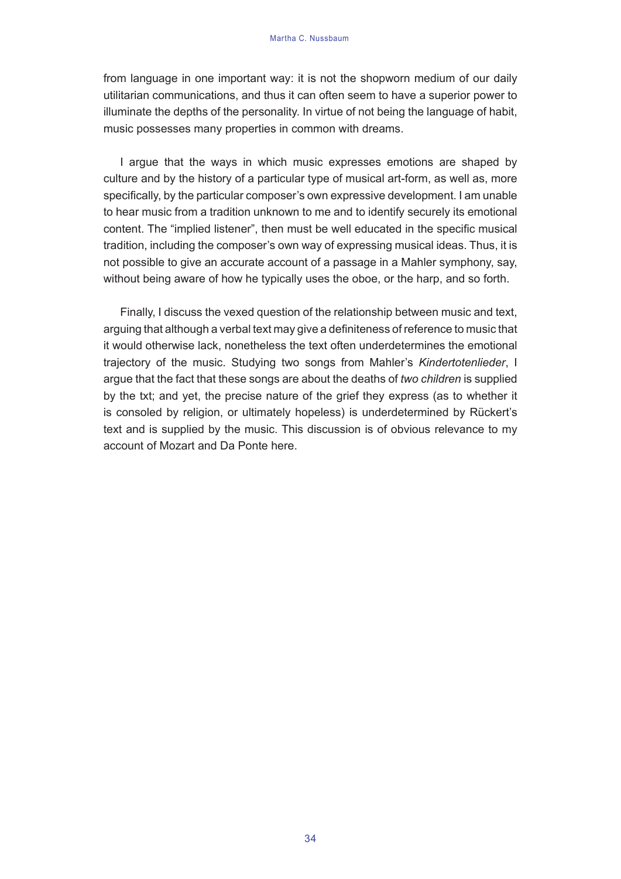from language in one important way: it is not the shopworn medium of our daily utilitarian communications, and thus it can often seem to have a superior power to illuminate the depths of the personality. In virtue of not being the language of habit, music possesses many properties in common with dreams.

I argue that the ways in which music expresses emotions are shaped by culture and by the history of a particular type of musical art-form, as well as, more specifically, by the particular composer's own expressive development. I am unable to hear music from a tradition unknown to me and to identify securely its emotional content. The "implied listener", then must be well educated in the specific musical tradition, including the composer's own way of expressing musical ideas. Thus, it is not possible to give an accurate account of a passage in a Mahler symphony, say, without being aware of how he typically uses the oboe, or the harp, and so forth.

Finally, I discuss the vexed question of the relationship between music and text, arguing that although a verbal text may give a definiteness of reference to music that it would otherwise lack, nonetheless the text often underdetermines the emotional trajectory of the music. Studying two songs from Mahler's *Kindertotenlieder*, I argue that the fact that these songs are about the deaths of *two children* is supplied by the txt; and yet, the precise nature of the grief they express (as to whether it is consoled by religion, or ultimately hopeless) is underdetermined by Rückert's text and is supplied by the music. This discussion is of obvious relevance to my account of Mozart and Da Ponte here.